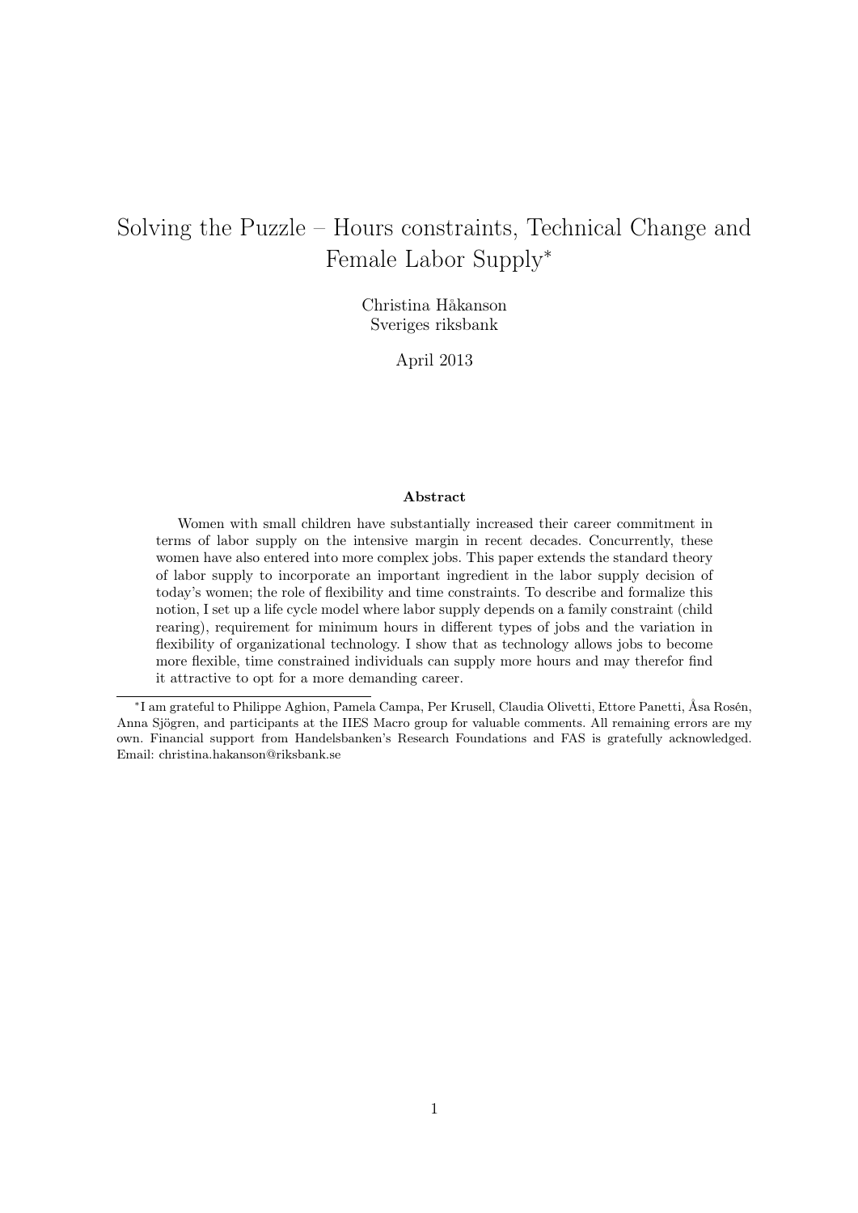# Solving the Puzzle – Hours constraints, Technical Change and Female Labor Supply*

Christina Håkanson
Sveriges riksbank

April 2013

### Abstract

Women with small children have substantially increased their career commitment in terms of labor supply on the intensive margin in recent decades. Concurrently, these women have also entered into more complex jobs. This paper extends the standard theory of labor supply to incorporate an important ingredient in the labor supply decision of today's women; the role of flexibility and time constraints. To describe and formalize this notion, I set up a life cycle model where labor supply depends on a family constraint (child rearing), requirement for minimum hours in different types of jobs and the variation in flexibility of organizational technology. I show that as technology allows jobs to become more flexible, time constrained individuals can supply more hours and may therefor find it attractive to opt for a more demanding career.

---

*I am grateful to Philippe Aghion, Pamela Campa, Per Krusell, Claudia Olivetti, Ettore Panetti, Åsa Rosén, Anna Sjögren, and participants at the IIES Macro group for valuable comments. All remaining errors are my own. Financial support from Handelsbanken's Research Foundations and FAS is gratefully acknowledged. Email: christina.hakanson@riksbank.se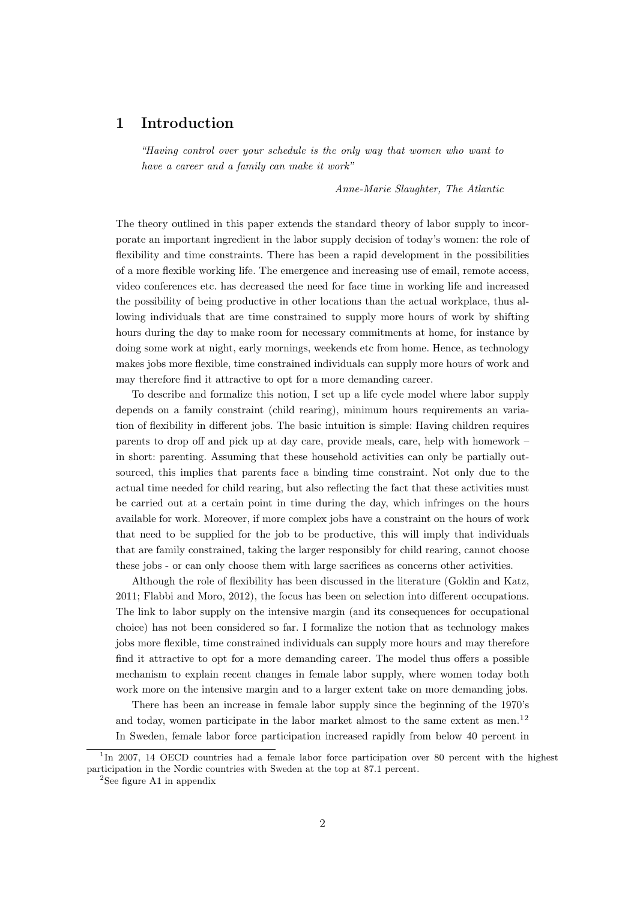# 1 Introduction

> *"Having control over your schedule is the only way that women who want to have a career and a family can make it work"*
>
> *Anne-Marie Slaughter, The Atlantic*

The theory outlined in this paper extends the standard theory of labor supply to incorporate an important ingredient in the labor supply decision of today's women: the role of flexibility and time constraints. There has been a rapid development in the possibilities of a more flexible working life. The emergence and increasing use of email, remote access, video conferences etc. has decreased the need for face time in working life and increased the possibility of being productive in other locations than the actual workplace, thus allowing individuals that are time constrained to supply more hours of work by shifting hours during the day to make room for necessary commitments at home, for instance by doing some work at night, early mornings, weekends etc from home. Hence, as technology makes jobs more flexible, time constrained individuals can supply more hours of work and may therefore find it attractive to opt for a more demanding career.

To describe and formalize this notion, I set up a life cycle model where labor supply depends on a family constraint (child rearing), minimum hours requirements an variation of flexibility in different jobs. The basic intuition is simple: Having children requires parents to drop off and pick up at day care, provide meals, care, help with homework – in short: parenting. Assuming that these household activities can only be partially outsourced, this implies that parents face a binding time constraint. Not only due to the actual time needed for child rearing, but also reflecting the fact that these activities must be carried out at a certain point in time during the day, which infringes on the hours available for work. Moreover, if more complex jobs have a constraint on the hours of work that need to be supplied for the job to be productive, this will imply that individuals that are family constrained, taking the larger responsibly for child rearing, cannot choose these jobs - or can only choose them with large sacrifices as concerns other activities.

Although the role of flexibility has been discussed in the literature (Goldin and Katz, 2011; Flabbi and Moro, 2012), the focus has been on selection into different occupations. The link to labor supply on the intensive margin (and its consequences for occupational choice) has not been considered so far. I formalize the notion that as technology makes jobs more flexible, time constrained individuals can supply more hours and may therefore find it attractive to opt for a more demanding career. The model thus offers a possible mechanism to explain recent changes in female labor supply, where women today both work more on the intensive margin and to a larger extent take on more demanding jobs.

There has been an increase in female labor supply since the beginning of the 1970's and today, women participate in the labor market almost to the same extent as men.[1][2] In Sweden, female labor force participation increased rapidly from below 40 percent in

---

[1] In 2007, 14 OECD countries had a female labor force participation over 80 percent with the highest participation in the Nordic countries with Sweden at the top at 87.1 percent.

[2] See figure A1 in appendix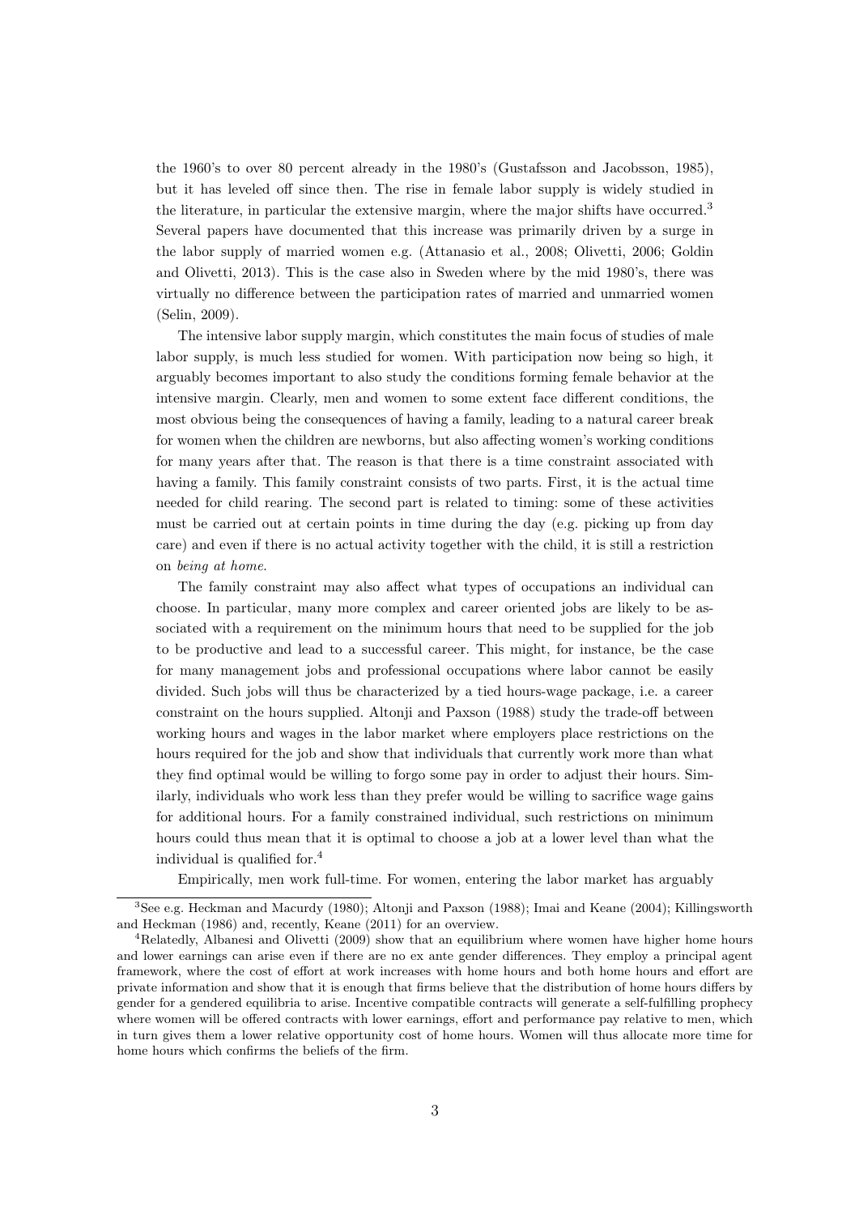the 1960's to over 80 percent already in the 1980's (Gustafsson and Jacobsson, 1985), but it has leveled off since then. The rise in female labor supply is widely studied in the literature, in particular the extensive margin, where the major shifts have occurred.[3] Several papers have documented that this increase was primarily driven by a surge in the labor supply of married women e.g. (Attanasio et al., 2008; Olivetti, 2006; Goldin and Olivetti, 2013). This is the case also in Sweden where by the mid 1980's, there was virtually no difference between the participation rates of married and unmarried women (Selin, 2009).

The intensive labor supply margin, which constitutes the main focus of studies of male labor supply, is much less studied for women. With participation now being so high, it arguably becomes important to also study the conditions forming female behavior at the intensive margin. Clearly, men and women to some extent face different conditions, the most obvious being the consequences of having a family, leading to a natural career break for women when the children are newborns, but also affecting women's working conditions for many years after that. The reason is that there is a time constraint associated with having a family. This family constraint consists of two parts. First, it is the actual time needed for child rearing. The second part is related to timing: some of these activities must be carried out at certain points in time during the day (e.g. picking up from day care) and even if there is no actual activity together with the child, it is still a restriction on *being at home*.

The family constraint may also affect what types of occupations an individual can choose. In particular, many more complex and career oriented jobs are likely to be associated with a requirement on the minimum hours that need to be supplied for the job to be productive and lead to a successful career. This might, for instance, be the case for many management jobs and professional occupations where labor cannot be easily divided. Such jobs will thus be characterized by a tied hours-wage package, i.e. a career constraint on the hours supplied. Altonji and Paxson (1988) study the trade-off between working hours and wages in the labor market where employers place restrictions on the hours required for the job and show that individuals that currently work more than what they find optimal would be willing to forgo some pay in order to adjust their hours. Similarly, individuals who work less than they prefer would be willing to sacrifice wage gains for additional hours. For a family constrained individual, such restrictions on minimum hours could thus mean that it is optimal to choose a job at a lower level than what the individual is qualified for.[4]

Empirically, men work full-time. For women, entering the labor market has arguably

[3] See e.g. Heckman and Macurdy (1980); Altonji and Paxson (1988); Imai and Keane (2004); Killingsworth and Heckman (1986) and, recently, Keane (2011) for an overview.

[4] Relatedly, Albanesi and Olivetti (2009) show that an equilibrium where women have higher home hours and lower earnings can arise even if there are no ex ante gender differences. They employ a principal agent framework, where the cost of effort at work increases with home hours and both home hours and effort are private information and show that it is enough that firms believe that the distribution of home hours differs by gender for a gendered equilibria to arise. Incentive compatible contracts will generate a self-fulfilling prophecy where women will be offered contracts with lower earnings, effort and performance pay relative to men, which in turn gives them a lower relative opportunity cost of home hours. Women will thus allocate more time for home hours which confirms the beliefs of the firm.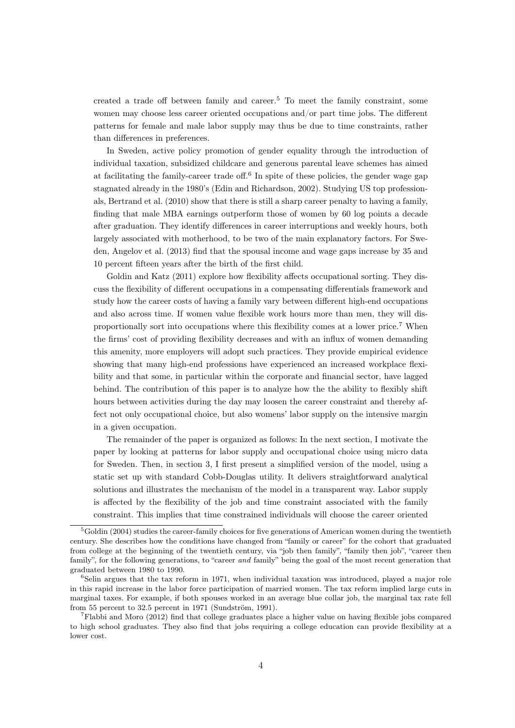created a trade off between family and career.[5] To meet the family constraint, some women may choose less career oriented occupations and/or part time jobs. The different patterns for female and male labor supply may thus be due to time constraints, rather than differences in preferences.

In Sweden, active policy promotion of gender equality through the introduction of individual taxation, subsidized childcare and generous parental leave schemes has aimed at facilitating the family-career trade off.[6] In spite of these policies, the gender wage gap stagnated already in the 1980's (Edin and Richardson, 2002). Studying US top professionals, Bertrand et al. (2010) show that there is still a sharp career penalty to having a family, finding that male MBA earnings outperform those of women by 60 log points a decade after graduation. They identify differences in career interruptions and weekly hours, both largely associated with motherhood, to be two of the main explanatory factors. For Sweden, Angelov et al. (2013) find that the spousal income and wage gaps increase by 35 and 10 percent fifteen years after the birth of the first child.

Goldin and Katz (2011) explore how flexibility affects occupational sorting. They discuss the flexibility of different occupations in a compensating differentials framework and study how the career costs of having a family vary between different high-end occupations and also across time. If women value flexible work hours more than men, they will disproportionally sort into occupations where this flexibility comes at a lower price.[7] When the firms' cost of providing flexibility decreases and with an influx of women demanding this amenity, more employers will adopt such practices. They provide empirical evidence showing that many high-end professions have experienced an increased workplace flexibility and that some, in particular within the corporate and financial sector, have lagged behind. The contribution of this paper is to analyze how the the ability to flexibly shift hours between activities during the day may loosen the career constraint and thereby affect not only occupational choice, but also womens' labor supply on the intensive margin in a given occupation.

The remainder of the paper is organized as follows: In the next section, I motivate the paper by looking at patterns for labor supply and occupational choice using micro data for Sweden. Then, in section 3, I first present a simplified version of the model, using a static set up with standard Cobb-Douglas utility. It delivers straightforward analytical solutions and illustrates the mechanism of the model in a transparent way. Labor supply is affected by the flexibility of the job and time constraint associated with the family constraint. This implies that time constrained individuals will choose the career oriented

[5] Goldin (2004) studies the career-family choices for five generations of American women during the twentieth century. She describes how the conditions have changed from "family or career" for the cohort that graduated from college at the beginning of the twentieth century, via "job then family", "family then job", "career then family", for the following generations, to "career *and* family" being the goal of the most recent generation that graduated between 1980 to 1990.

[6] Selin argues that the tax reform in 1971, when individual taxation was introduced, played a major role in this rapid increase in the labor force participation of married women. The tax reform implied large cuts in marginal taxes. For example, if both spouses worked in an average blue collar job, the marginal tax rate fell from 55 percent to 32.5 percent in 1971 (Sundström, 1991).

[7] Flabbi and Moro (2012) find that college graduates place a higher value on having flexible jobs compared to high school graduates. They also find that jobs requiring a college education can provide flexibility at a lower cost.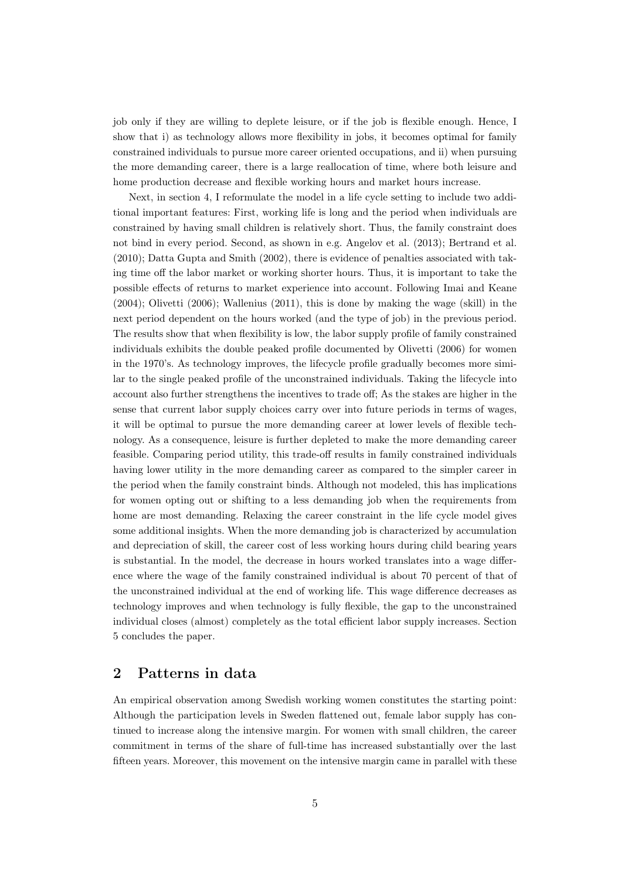job only if they are willing to deplete leisure, or if the job is flexible enough. Hence, I show that i) as technology allows more flexibility in jobs, it becomes optimal for family constrained individuals to pursue more career oriented occupations, and ii) when pursuing the more demanding career, there is a large reallocation of time, where both leisure and home production decrease and flexible working hours and market hours increase.

Next, in section 4, I reformulate the model in a life cycle setting to include two additional important features: First, working life is long and the period when individuals are constrained by having small children is relatively short. Thus, the family constraint does not bind in every period. Second, as shown in e.g. Angelov et al. (2013); Bertrand et al. (2010); Datta Gupta and Smith (2002), there is evidence of penalties associated with taking time off the labor market or working shorter hours. Thus, it is important to take the possible effects of returns to market experience into account. Following Imai and Keane (2004); Olivetti (2006); Wallenius (2011), this is done by making the wage (skill) in the next period dependent on the hours worked (and the type of job) in the previous period. The results show that when flexibility is low, the labor supply profile of family constrained individuals exhibits the double peaked profile documented by Olivetti (2006) for women in the 1970's. As technology improves, the lifecycle profile gradually becomes more similar to the single peaked profile of the unconstrained individuals. Taking the lifecycle into account also further strengthens the incentives to trade off; As the stakes are higher in the sense that current labor supply choices carry over into future periods in terms of wages, it will be optimal to pursue the more demanding career at lower levels of flexible technology. As a consequence, leisure is further depleted to make the more demanding career feasible. Comparing period utility, this trade-off results in family constrained individuals having lower utility in the more demanding career as compared to the simpler career in the period when the family constraint binds. Although not modeled, this has implications for women opting out or shifting to a less demanding job when the requirements from home are most demanding. Relaxing the career constraint in the life cycle model gives some additional insights. When the more demanding job is characterized by accumulation and depreciation of skill, the career cost of less working hours during child bearing years is substantial. In the model, the decrease in hours worked translates into a wage difference where the wage of the family constrained individual is about 70 percent of that of the unconstrained individual at the end of working life. This wage difference decreases as technology improves and when technology is fully flexible, the gap to the unconstrained individual closes (almost) completely as the total efficient labor supply increases. Section 5 concludes the paper.

## 2 Patterns in data

An empirical observation among Swedish working women constitutes the starting point: Although the participation levels in Sweden flattened out, female labor supply has continued to increase along the intensive margin. For women with small children, the career commitment in terms of the share of full-time has increased substantially over the last fifteen years. Moreover, this movement on the intensive margin came in parallel with these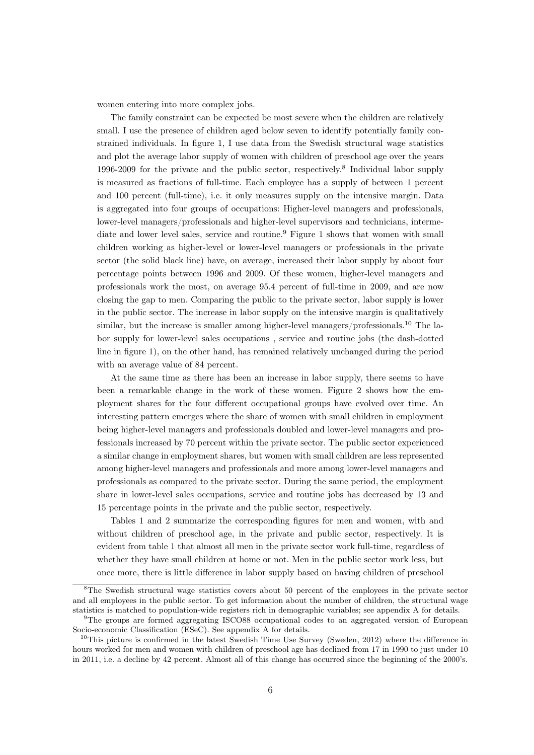women entering into more complex jobs.

The family constraint can be expected be most severe when the children are relatively small. I use the presence of children aged below seven to identify potentially family constrained individuals. In figure 1, I use data from the Swedish structural wage statistics and plot the average labor supply of women with children of preschool age over the years 1996-2009 for the private and the public sector, respectively.[8] Individual labor supply is measured as fractions of full-time. Each employee has a supply of between 1 percent and 100 percent (full-time), i.e. it only measures supply on the intensive margin. Data is aggregated into four groups of occupations: Higher-level managers and professionals, lower-level managers/professionals and higher-level supervisors and technicians, intermediate and lower level sales, service and routine.[9] Figure 1 shows that women with small children working as higher-level or lower-level managers or professionals in the private sector (the solid black line) have, on average, increased their labor supply by about four percentage points between 1996 and 2009. Of these women, higher-level managers and professionals work the most, on average 95.4 percent of full-time in 2009, and are now closing the gap to men. Comparing the public to the private sector, labor supply is lower in the public sector. The increase in labor supply on the intensive margin is qualitatively similar, but the increase is smaller among higher-level managers/professionals.[10] The labor supply for lower-level sales occupations , service and routine jobs (the dash-dotted line in figure 1), on the other hand, has remained relatively unchanged during the period with an average value of 84 percent.

At the same time as there has been an increase in labor supply, there seems to have been a remarkable change in the work of these women. Figure 2 shows how the employment shares for the four different occupational groups have evolved over time. An interesting pattern emerges where the share of women with small children in employment being higher-level managers and professionals doubled and lower-level managers and professionals increased by 70 percent within the private sector. The public sector experienced a similar change in employment shares, but women with small children are less represented among higher-level managers and professionals and more among lower-level managers and professionals as compared to the private sector. During the same period, the employment share in lower-level sales occupations, service and routine jobs has decreased by 13 and 15 percentage points in the private and the public sector, respectively.

Tables 1 and 2 summarize the corresponding figures for men and women, with and without children of preschool age, in the private and public sector, respectively. It is evident from table 1 that almost all men in the private sector work full-time, regardless of whether they have small children at home or not. Men in the public sector work less, but once more, there is little difference in labor supply based on having children of preschool

---

[8] The Swedish structural wage statistics covers about 50 percent of the employees in the private sector and all employees in the public sector. To get information about the number of children, the structural wage statistics is matched to population-wide registers rich in demographic variables; see appendix A for details.

[9] The groups are formed aggregating ISCO88 occupational codes to an aggregated version of European Socio-economic Classification (ESeC). See appendix A for details.

[10] This picture is confirmed in the latest Swedish Time Use Survey (Sweden, 2012) where the difference in hours worked for men and women with children of preschool age has declined from 17 in 1990 to just under 10 in 2011, i.e. a decline by 42 percent. Almost all of this change has occurred since the beginning of the 2000's.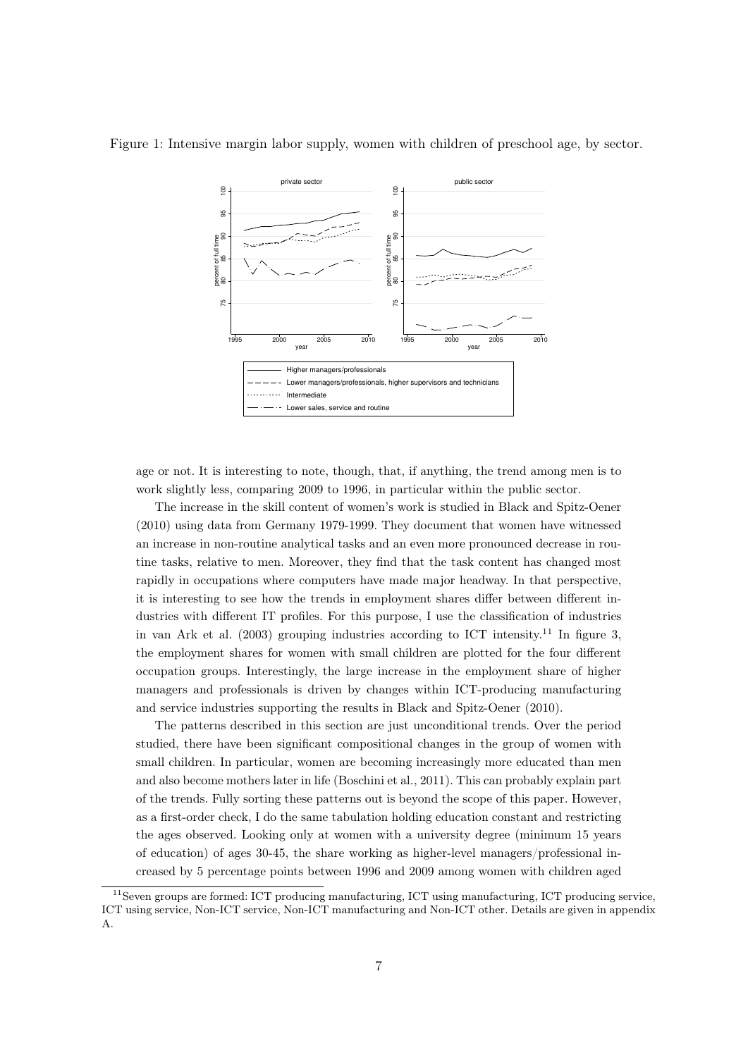Figure 1: Intensive margin labor supply, women with children of preschool age, by sector.

age or not. It is interesting to note, though, that, if anything, the trend among men is to work slightly less, comparing 2009 to 1996, in particular within the public sector.

The increase in the skill content of women's work is studied in Black and Spitz-Oener (2010) using data from Germany 1979-1999. They document that women have witnessed an increase in non-routine analytical tasks and an even more pronounced decrease in routine tasks, relative to men. Moreover, they find that the task content has changed most rapidly in occupations where computers have made major headway. In that perspective, it is interesting to see how the trends in employment shares differ between different industries with different IT profiles. For this purpose, I use the classification of industries in van Ark et al. (2003) grouping industries according to ICT intensity.[11] In figure 3, the employment shares for women with small children are plotted for the four different occupation groups. Interestingly, the large increase in the employment share of higher managers and professionals is driven by changes within ICT-producing manufacturing and service industries supporting the results in Black and Spitz-Oener (2010).

The patterns described in this section are just unconditional trends. Over the period studied, there have been significant compositional changes in the group of women with small children. In particular, women are becoming increasingly more educated than men and also become mothers later in life (Boschini et al., 2011). This can probably explain part of the trends. Fully sorting these patterns out is beyond the scope of this paper. However, as a first-order check, I do the same tabulation holding education constant and restricting the ages observed. Looking only at women with a university degree (minimum 15 years of education) of ages 30-45, the share working as higher-level managers/professional increased by 5 percentage points between 1996 and 2009 among women with children aged

[11] Seven groups are formed: ICT producing manufacturing, ICT using manufacturing, ICT producing service, ICT using service, Non-ICT service, Non-ICT manufacturing and Non-ICT other. Details are given in appendix A.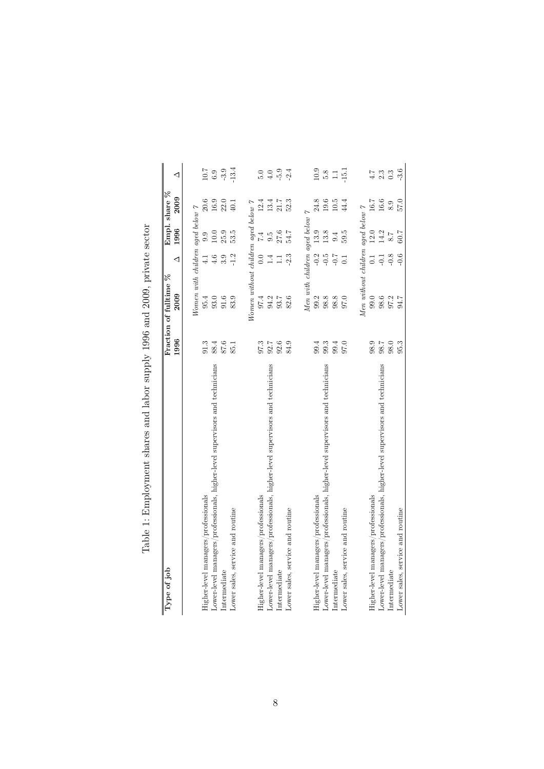Table 1: Employment shares and labor supply 1996 and 2009, private sector

| Type of job | Fraction of fulltime % 1996 | Fraction of fulltime % 2009 | Δ | Empl. share % 1996 | Empl. share % 2009 | Δ |
|---|---|---|---|---|---|---|
| | *Women with children aged below 7* | | | | | |
| Higher-level managers/professionals | 91.3 | 95.4 | 4.1 | 9.9 | 20.6 | 10.7 |
| Lower-level managers/professionals, higher-level supervisors and technicians | 88.4 | 93.0 | 4.6 | 10.0 | 16.9 | 6.9 |
| Intermediate | 87.6 | 91.6 | 3.9 | 25.9 | 22.0 | -3.9 |
| Lower sales, service and routine | 85.1 | 83.9 | -1.2 | 53.5 | 40.1 | -13.4 |
| | *Women without children aged below 7* | | | | | |
| Higher-level managers/professionals | 97.3 | 97.4 | 0.0 | 7.4 | 12.4 | 5.0 |
| Lower-level managers/professionals, higher-level supervisors and technicians | 92.7 | 94.2 | 1.4 | 9.5 | 13.4 | 4.0 |
| Intermediate | 92.6 | 93.7 | 1.1 | 27.6 | 21.7 | -5.9 |
| Lower sales, service and routine | 84.9 | 82.6 | -2.3 | 54.7 | 52.3 | -2.4 |
| | *Men with children aged below 7* | | | | | |
| Higher-level managers/professionals | 99.4 | 99.2 | -0.2 | 13.9 | 24.8 | 10.9 |
| Lower-level managers/professionals, higher-level supervisors and technicians | 99.3 | 98.8 | -0.5 | 13.8 | 19.6 | 5.8 |
| Intermediate | 99.4 | 98.8 | -0.7 | 9.4 | 10.5 | 1.1 |
| Lower sales, service and routine | 97.0 | 97.0 | 0.1 | 59.5 | 44.4 | -15.1 |
| | *Men without children aged below 7* | | | | | |
| Higher-level managers/professionals | 98.9 | 99.0 | 0.1 | 12.0 | 16.7 | 4.7 |
| Lower-level managers/professionals, higher-level supervisors and technicians | 98.7 | 98.6 | -0.1 | 14.2 | 16.6 | 2.3 |
| Intermediate | 98.0 | 97.2 | -0.8 | 8.7 | 8.9 | 0.3 |
| Lower sales, service and routine | 95.3 | 94.7 | -0.6 | 60.7 | 57.0 | -3.6 |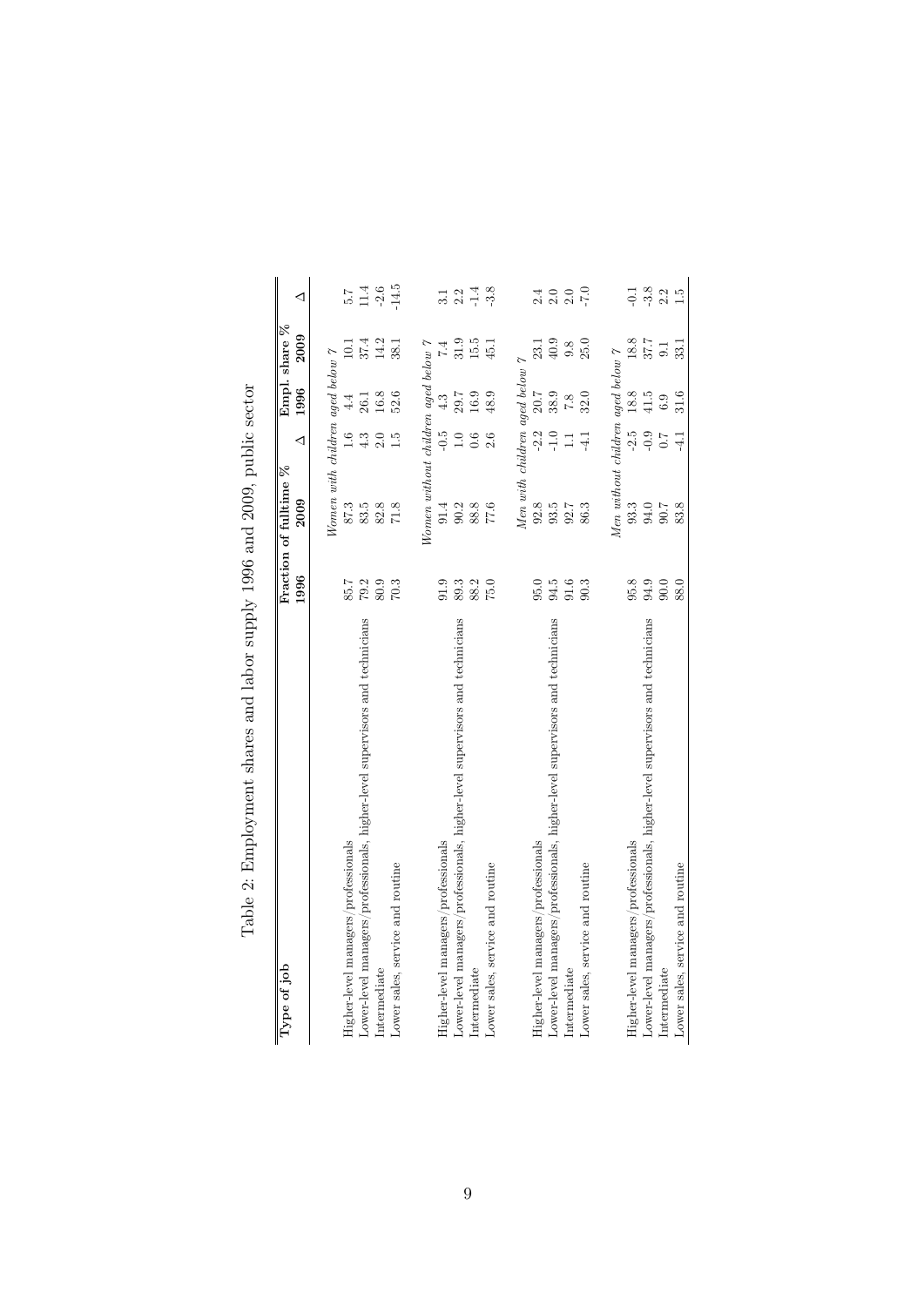Table 2: Employment shares and labor supply 1996 and 2009, public sector

| Type of job | Fraction of fulltime % | | | Empl. share % | | |
|---|---|---|---|---|---|---|
| | 1996 | 2009 | ∆ | 1996 | 2009 | ∆ |
| *Women with children aged below 7* | | | | | | |
| Higher-level managers/professionals | 85.7 | 87.3 | 1.6 | 4.4 | 10.1 | 5.7 |
| Lower-level managers/professionals, higher-level supervisors and technicians | 79.2 | 83.5 | 4.3 | 26.1 | 37.4 | 11.4 |
| Intermediate | 80.9 | 82.8 | 2.0 | 16.8 | 14.2 | -2.6 |
| Lower sales, service and routine | 70.3 | 71.8 | 1.5 | 52.6 | 38.1 | -14.5 |
| *Women without children aged below 7* | | | | | | |
| Higher-level managers/professionals | 91.9 | 91.4 | -0.5 | 4.3 | 7.4 | 3.1 |
| Lower-level managers/professionals, higher-level supervisors and technicians | 89.3 | 90.2 | 1.0 | 29.7 | 31.9 | 2.2 |
| Intermediate | 88.2 | 88.8 | 0.6 | 16.9 | 15.5 | -1.4 |
| Lower sales, service and routine | 75.0 | 77.6 | 2.6 | 48.9 | 45.1 | -3.8 |
| *Men with children aged below 7* | | | | | | |
| Higher-level managers/professionals | 95.0 | 92.8 | -2.2 | 20.7 | 23.1 | 2.4 |
| Lower-level managers/professionals, higher-level supervisors and technicians | 94.5 | 93.5 | -1.0 | 38.9 | 40.9 | 2.0 |
| Intermediate | 91.6 | 92.7 | 1.1 | 7.8 | 9.8 | 2.0 |
| Lower sales, service and routine | 90.3 | 86.3 | -4.1 | 32.0 | 25.0 | -7.0 |
| *Men without children aged below 7* | | | | | | |
| Higher-level managers/professionals | 95.8 | 93.3 | -2.5 | 18.8 | 18.8 | -0.1 |
| Lower-level managers/professionals, higher-level supervisors and technicians | 94.9 | 94.0 | -0.9 | 41.5 | 37.7 | -3.8 |
| Intermediate | 90.0 | 90.7 | 0.7 | 6.9 | 9.1 | 2.2 |
| Lower sales, service and routine | 88.0 | 83.8 | -4.1 | 31.6 | 33.1 | 1.5 |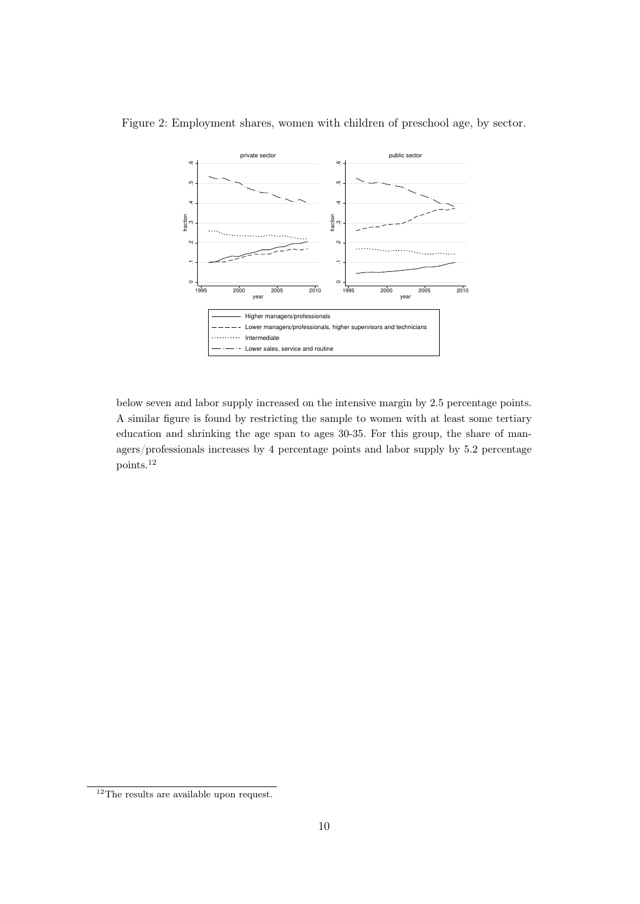Figure 2: Employment shares, women with children of preschool age, by sector.

below seven and labor supply increased on the intensive margin by 2.5 percentage points. A similar figure is found by restricting the sample to women with at least some tertiary education and shrinking the age span to ages 30-35. For this group, the share of managers/professionals increases by 4 percentage points and labor supply by 5.2 percentage points.[12]

[12]The results are available upon request.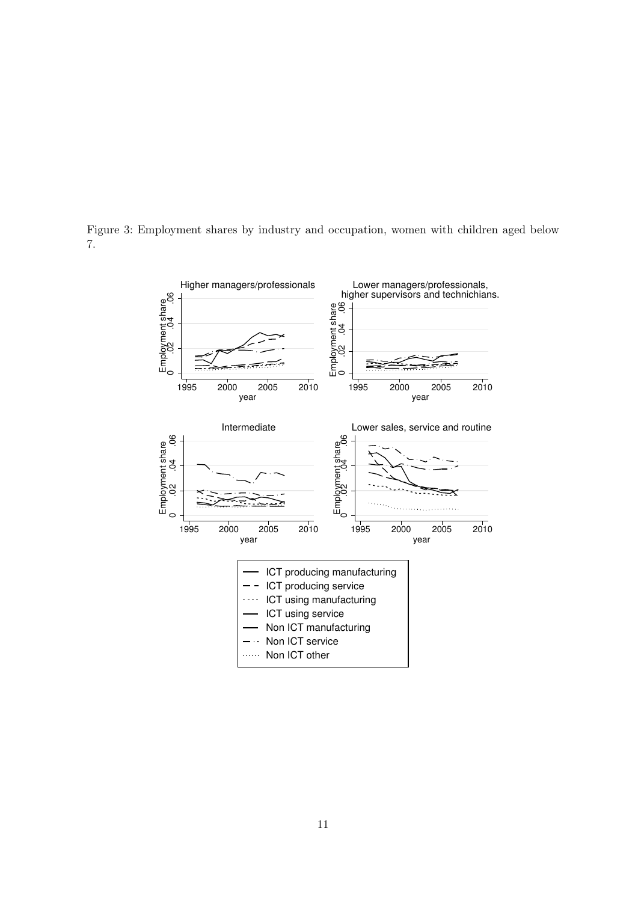Figure 3: Employment shares by industry and occupation, women with children aged below 7.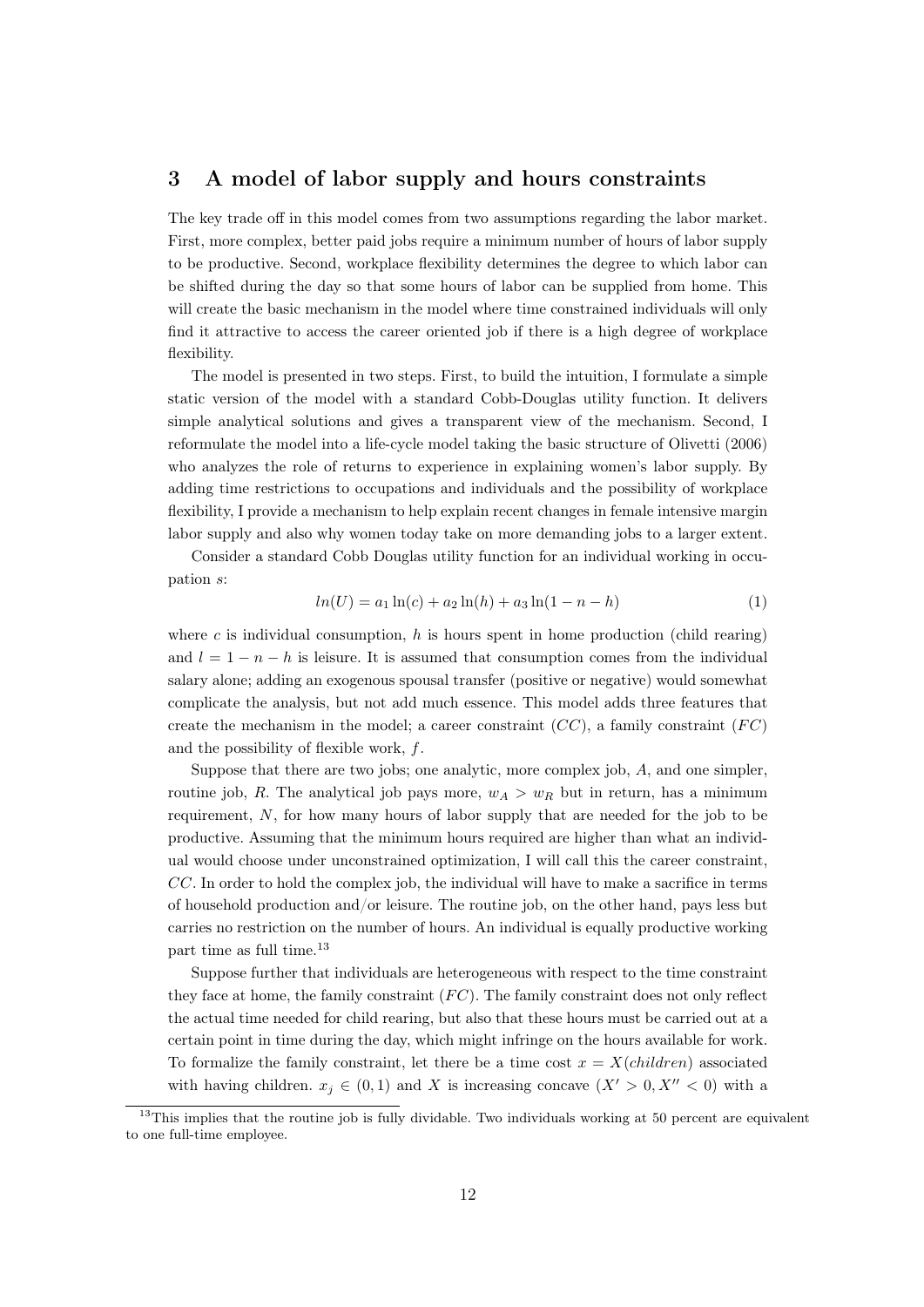## 3 A model of labor supply and hours constraints

The key trade off in this model comes from two assumptions regarding the labor market. First, more complex, better paid jobs require a minimum number of hours of labor supply to be productive. Second, workplace flexibility determines the degree to which labor can be shifted during the day so that some hours of labor can be supplied from home. This will create the basic mechanism in the model where time constrained individuals will only find it attractive to access the career oriented job if there is a high degree of workplace flexibility.

The model is presented in two steps. First, to build the intuition, I formulate a simple static version of the model with a standard Cobb-Douglas utility function. It delivers simple analytical solutions and gives a transparent view of the mechanism. Second, I reformulate the model into a life-cycle model taking the basic structure of Olivetti (2006) who analyzes the role of returns to experience in explaining women's labor supply. By adding time restrictions to occupations and individuals and the possibility of workplace flexibility, I provide a mechanism to help explain recent changes in female intensive margin labor supply and also why women today take on more demanding jobs to a larger extent.

Consider a standard Cobb Douglas utility function for an individual working in occupation $s$:

$$ln(U) = a_1 \ln(c) + a_2 \ln(h) + a_3 \ln(1 - n - h) \tag{1}$$

where $c$ is individual consumption, $h$ is hours spent in home production (child rearing) and $l = 1 - n - h$ is leisure. It is assumed that consumption comes from the individual salary alone; adding an exogenous spousal transfer (positive or negative) would somewhat complicate the analysis, but not add much essence. This model adds three features that create the mechanism in the model; a career constraint ($CC$), a family constraint ($FC$) and the possibility of flexible work, $f$.

Suppose that there are two jobs; one analytic, more complex job, $A$, and one simpler, routine job, $R$. The analytical job pays more, $w_A > w_R$ but in return, has a minimum requirement, $N$, for how many hours of labor supply that are needed for the job to be productive. Assuming that the minimum hours required are higher than what an individual would choose under unconstrained optimization, I will call this the career constraint, $CC$. In order to hold the complex job, the individual will have to make a sacrifice in terms of household production and/or leisure. The routine job, on the other hand, pays less but carries no restriction on the number of hours. An individual is equally productive working part time as full time.[13]

Suppose further that individuals are heterogeneous with respect to the time constraint they face at home, the family constraint ($FC$). The family constraint does not only reflect the actual time needed for child rearing, but also that these hours must be carried out at a certain point in time during the day, which might infringe on the hours available for work. To formalize the family constraint, let there be a time cost $x = X(children)$ associated with having children. $x_j \in (0, 1)$ and $X$ is increasing concave ($X' > 0, X'' < 0$) with a

[13] This implies that the routine job is fully dividable. Two individuals working at 50 percent are equivalent to one full-time employee.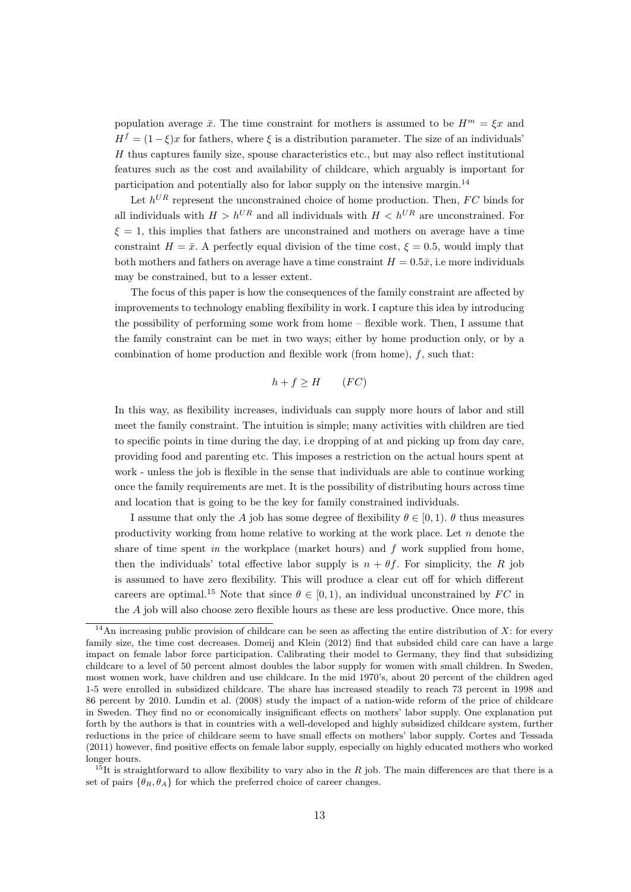population average $\bar{x}$. The time constraint for mothers is assumed to be $H^m = \xi x$ and $H^f = (1-\xi)x$ for fathers, where $\xi$ is a distribution parameter. The size of an individuals' $H$ thus captures family size, spouse characteristics etc., but may also reflect institutional features such as the cost and availability of childcare, which arguably is important for participation and potentially also for labor supply on the intensive margin.[14]

Let $h^{UR}$ represent the unconstrained choice of home production. Then, $FC$ binds for all individuals with $H > h^{UR}$ and all individuals with $H < h^{UR}$ are unconstrained. For $\xi = 1$, this implies that fathers are unconstrained and mothers on average have a time constraint $H = \bar{x}$. A perfectly equal division of the time cost, $\xi = 0.5$, would imply that both mothers and fathers on average have a time constraint $H = 0.5\bar{x}$, i.e more individuals may be constrained, but to a lesser extent.

The focus of this paper is how the consequences of the family constraint are affected by improvements to technology enabling flexibility in work. I capture this idea by introducing the possibility of performing some work from home – flexible work. Then, I assume that the family constraint can be met in two ways; either by home production only, or by a combination of home production and flexible work (from home), $f$, such that:

$$h + f \geq H \qquad (FC)$$

In this way, as flexibility increases, individuals can supply more hours of labor and still meet the family constraint. The intuition is simple; many activities with children are tied to specific points in time during the day, i.e dropping of at and picking up from day care, providing food and parenting etc. This imposes a restriction on the actual hours spent at work - unless the job is flexible in the sense that individuals are able to continue working once the family requirements are met. It is the possibility of distributing hours across time and location that is going to be the key for family constrained individuals.

I assume that only the $A$ job has some degree of flexibility $\theta \in [0, 1)$. $\theta$ thus measures productivity working from home relative to working at the work place. Let $n$ denote the share of time spent *in* the workplace (market hours) and $f$ work supplied from home, then the individuals' total effective labor supply is $n + \theta f$. For simplicity, the $R$ job is assumed to have zero flexibility. This will produce a clear cut off for which different careers are optimal.[15] Note that since $\theta \in [0, 1)$, an individual unconstrained by $FC$ in the $A$ job will also choose zero flexible hours as these are less productive. Once more, this

[14] An increasing public provision of childcare can be seen as affecting the entire distribution of $X$: for every family size, the time cost decreases. Domeij and Klein (2012) find that subsided child care can have a large impact on female labor force participation. Calibrating their model to Germany, they find that subsidizing childcare to a level of 50 percent almost doubles the labor supply for women with small children. In Sweden, most women work, have children and use childcare. In the mid 1970's, about 20 percent of the children aged 1-5 were enrolled in subsidized childcare. The share has increased steadily to reach 73 percent in 1998 and 86 percent by 2010. Lundin et al. (2008) study the impact of a nation-wide reform of the price of childcare in Sweden. They find no or economically insignificant effects on mothers' labor supply. One explanation put forth by the authors is that in countries with a well-developed and highly subsidized childcare system, further reductions in the price of childcare seem to have small effects on mothers' labor supply. Cortes and Tessada (2011) however, find positive effects on female labor supply, especially on highly educated mothers who worked longer hours.

[15] It is straightforward to allow flexibility to vary also in the $R$ job. The main differences are that there is a set of pairs $\{\theta_R, \theta_A\}$ for which the preferred choice of career changes.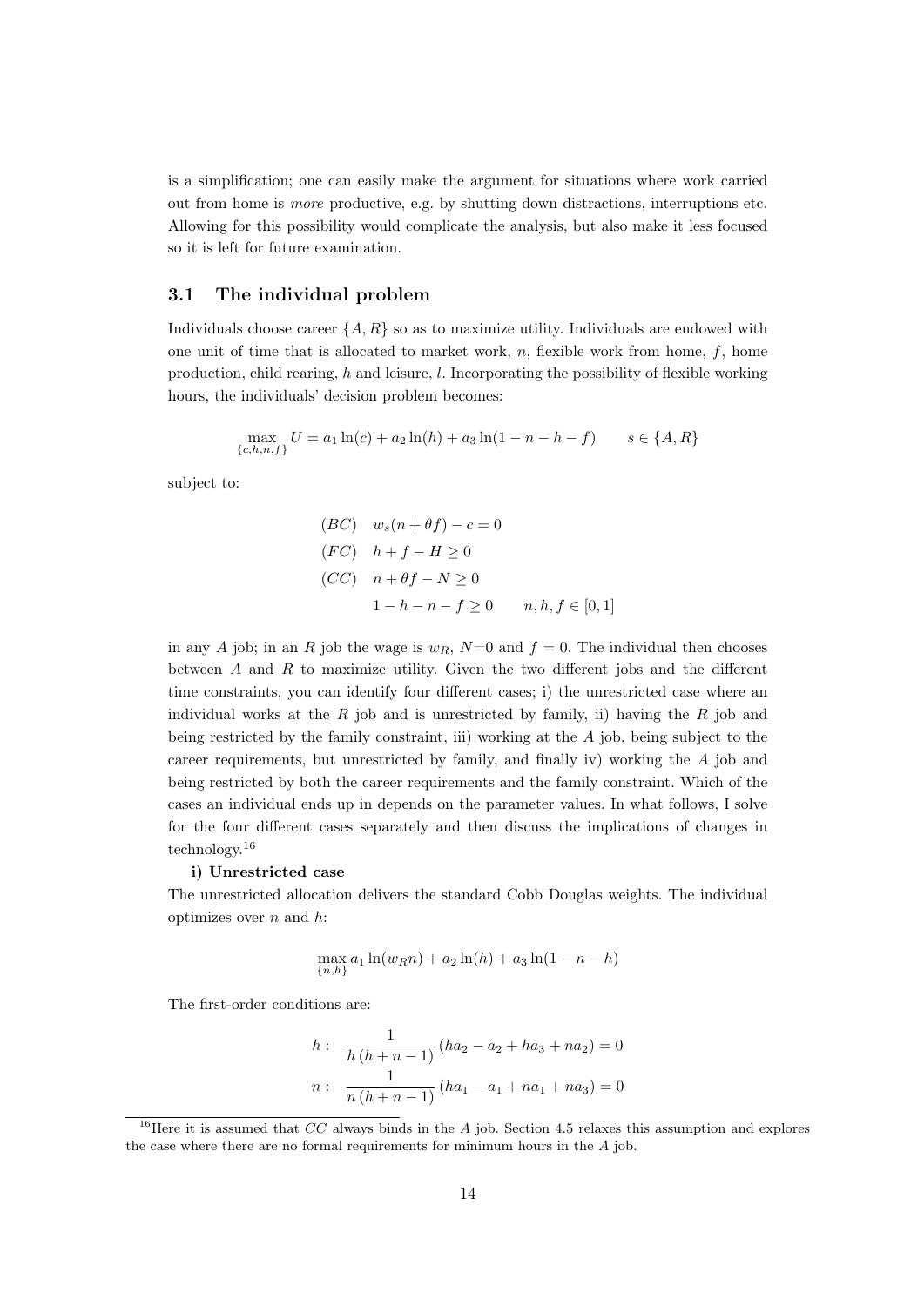is a simplification; one can easily make the argument for situations where work carried out from home is *more* productive, e.g. by shutting down distractions, interruptions etc. Allowing for this possibility would complicate the analysis, but also make it less focused so it is left for future examination.

## 3.1 The individual problem

Individuals choose career $\{A, R\}$ so as to maximize utility. Individuals are endowed with one unit of time that is allocated to market work, $n$, flexible work from home, $f$, home production, child rearing, $h$ and leisure, $l$. Incorporating the possibility of flexible working hours, the individuals' decision problem becomes:

$$\max_{\{c,h,n,f\}} U = a_1 \ln(c) + a_2 \ln(h) + a_3 \ln(1 - n - h - f) \qquad s \in \{A, R\}$$

subject to:

$$\begin{aligned}
&(BC) \quad w_s(n + \theta f) - c = 0 \\
&(FC) \quad h + f - H \geq 0 \\
&(CC) \quad n + \theta f - N \geq 0 \\
&\qquad\quad 1 - h - n - f \geq 0 \qquad n, h, f \in [0, 1]
\end{aligned}$$

in any $A$ job; in an $R$ job the wage is $w_R$, $N$=0 and $f = 0$. The individual then chooses between $A$ and $R$ to maximize utility. Given the two different jobs and the different time constraints, you can identify four different cases; i) the unrestricted case where an individual works at the $R$ job and is unrestricted by family, ii) having the $R$ job and being restricted by the family constraint, iii) working at the $A$ job, being subject to the career requirements, but unrestricted by family, and finally iv) working the $A$ job and being restricted by both the career requirements and the family constraint. Which of the cases an individual ends up in depends on the parameter values. In what follows, I solve for the four different cases separately and then discuss the implications of changes in technology.[16]

**i) Unrestricted case**

The unrestricted allocation delivers the standard Cobb Douglas weights. The individual optimizes over $n$ and $h$:

$$\max_{\{n,h\}} a_1 \ln(w_R n) + a_2 \ln(h) + a_3 \ln(1 - n - h)$$

The first-order conditions are:

$$\begin{aligned}
h &: \quad \frac{1}{h(h + n - 1)} (ha_2 - a_2 + ha_3 + na_2) = 0 \\
n &: \quad \frac{1}{n(h + n - 1)} (ha_1 - a_1 + na_1 + na_3) = 0
\end{aligned}$$

[16]Here it is assumed that $CC$ always binds in the $A$ job. Section 4.5 relaxes this assumption and explores the case where there are no formal requirements for minimum hours in the $A$ job.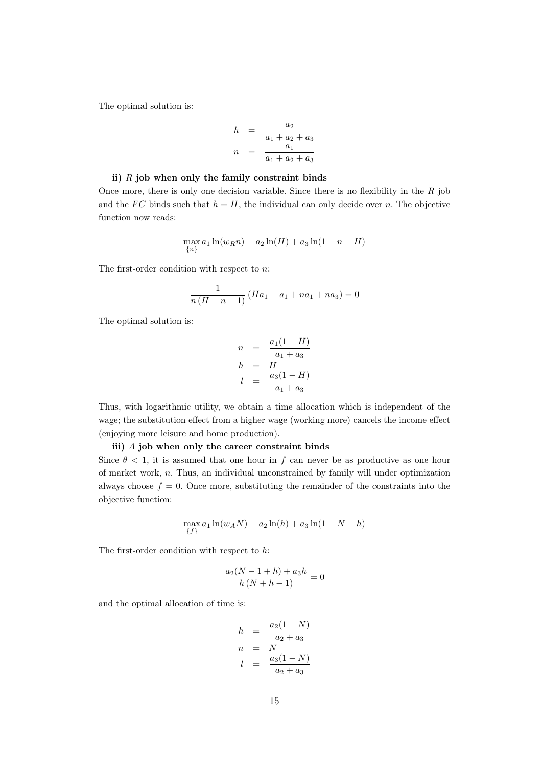The optimal solution is:

$$
\begin{aligned}
h &= \frac{a_2}{a_1 + a_2 + a_3} \\
n &= \frac{a_1}{a_1 + a_2 + a_3}
\end{aligned}
$$

**ii) $R$ job when only the family constraint binds**

Once more, there is only one decision variable. Since there is no flexibility in the $R$ job and the $FC$ binds such that $h = H$, the individual can only decide over $n$. The objective function now reads:

$$
\max_{\{n\}} a_1 \ln(w_R n) + a_2 \ln(H) + a_3 \ln(1 - n - H)
$$

The first-order condition with respect to $n$:

$$
\frac{1}{n(H + n - 1)} (Ha_1 - a_1 + na_1 + na_3) = 0
$$

The optimal solution is:

$$
\begin{aligned}
n &= \frac{a_1(1 - H)}{a_1 + a_3} \\
h &= H \\
l &= \frac{a_3(1 - H)}{a_1 + a_3}
\end{aligned}
$$

Thus, with logarithmic utility, we obtain a time allocation which is independent of the wage; the substitution effect from a higher wage (working more) cancels the income effect (enjoying more leisure and home production).

**iii) $A$ job when only the career constraint binds**

Since $\theta < 1$, it is assumed that one hour in $f$ can never be as productive as one hour of market work, $n$. Thus, an individual unconstrained by family will under optimization always choose $f = 0$. Once more, substituting the remainder of the constraints into the objective function:

$$
\max_{\{f\}} a_1 \ln(w_A N) + a_2 \ln(h) + a_3 \ln(1 - N - h)
$$

The first-order condition with respect to $h$:

$$
\frac{a_2(N - 1 + h) + a_3 h}{h(N + h - 1)} = 0
$$

and the optimal allocation of time is:

$$
\begin{aligned}
h &= \frac{a_2(1 - N)}{a_2 + a_3} \\
n &= N \\
l &= \frac{a_3(1 - N)}{a_2 + a_3}
\end{aligned}
$$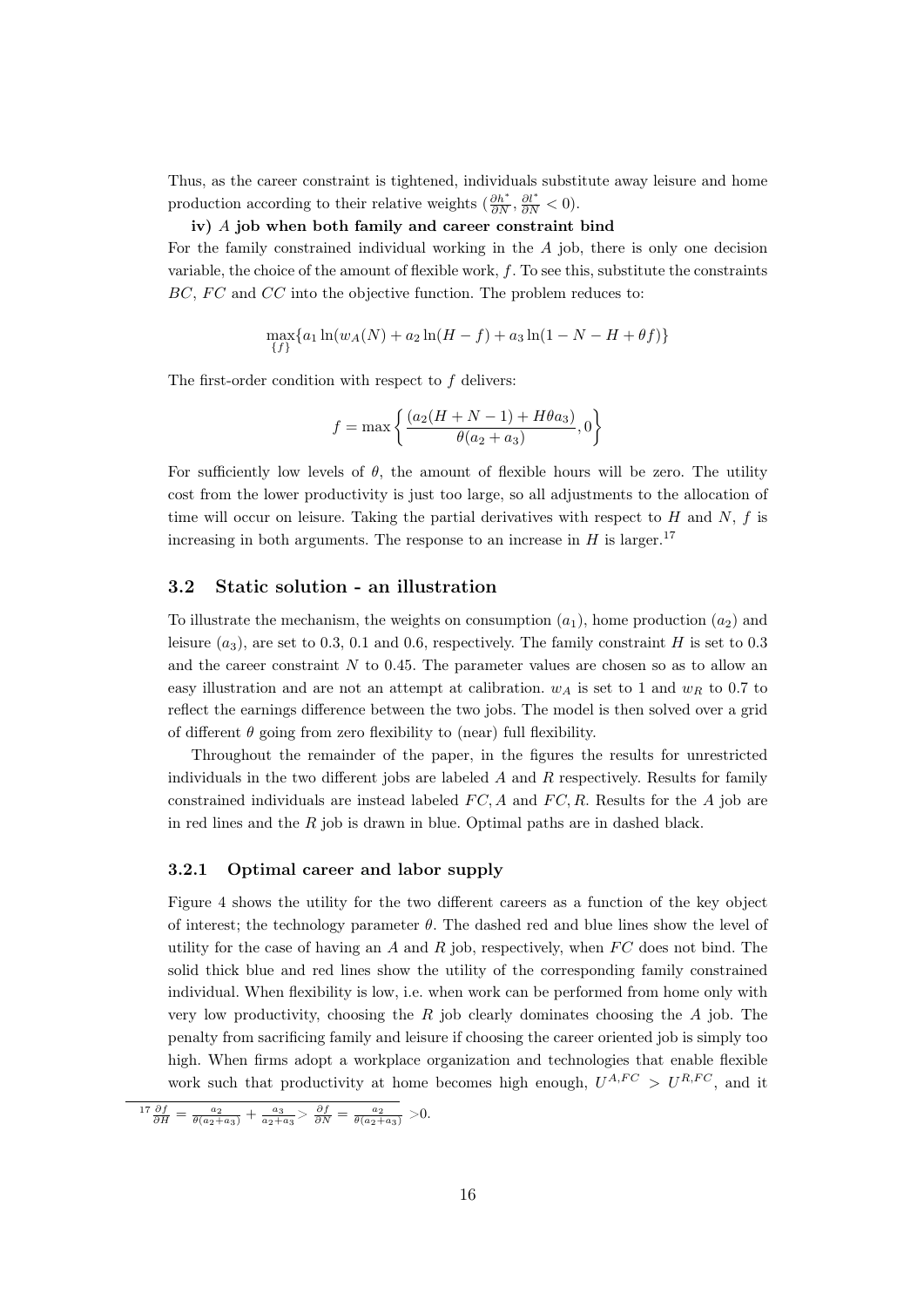Thus, as the career constraint is tightened, individuals substitute away leisure and home production according to their relative weights ($\frac{\partial h^*}{\partial N}, \frac{\partial l^*}{\partial N} < 0$).

**iv) $A$ job when both family and career constraint bind**

For the family constrained individual working in the $A$ job, there is only one decision variable, the choice of the amount of flexible work, $f$. To see this, substitute the constraints $BC$, $FC$ and $CC$ into the objective function. The problem reduces to:

$$\max_{\{f\}}\{a_1 \ln(w_A(N) + a_2 \ln(H - f) + a_3 \ln(1 - N - H + \theta f)\}$$

The first-order condition with respect to $f$ delivers:

$$f = \max\left\{\frac{(a_2(H + N - 1) + H\theta a_3)}{\theta(a_2 + a_3)}, 0\right\}$$

For sufficiently low levels of $\theta$, the amount of flexible hours will be zero. The utility cost from the lower productivity is just too large, so all adjustments to the allocation of time will occur on leisure. Taking the partial derivatives with respect to $H$ and $N$, $f$ is increasing in both arguments. The response to an increase in $H$ is larger.[17]

## 3.2 Static solution - an illustration

To illustrate the mechanism, the weights on consumption ($a_1$), home production ($a_2$) and leisure ($a_3$), are set to 0.3, 0.1 and 0.6, respectively. The family constraint $H$ is set to 0.3 and the career constraint $N$ to 0.45. The parameter values are chosen so as to allow an easy illustration and are not an attempt at calibration. $w_A$ is set to 1 and $w_R$ to 0.7 to reflect the earnings difference between the two jobs. The model is then solved over a grid of different $\theta$ going from zero flexibility to (near) full flexibility.

Throughout the remainder of the paper, in the figures the results for unrestricted individuals in the two different jobs are labeled $A$ and $R$ respectively. Results for family constrained individuals are instead labeled $FC, A$ and $FC, R$. Results for the $A$ job are in red lines and the $R$ job is drawn in blue. Optimal paths are in dashed black.

### 3.2.1 Optimal career and labor supply

Figure 4 shows the utility for the two different careers as a function of the key object of interest; the technology parameter $\theta$. The dashed red and blue lines show the level of utility for the case of having an $A$ and $R$ job, respectively, when $FC$ does not bind. The solid thick blue and red lines show the utility of the corresponding family constrained individual. When flexibility is low, i.e. when work can be performed from home only with very low productivity, choosing the $R$ job clearly dominates choosing the $A$ job. The penalty from sacrificing family and leisure if choosing the career oriented job is simply too high. When firms adopt a workplace organization and technologies that enable flexible work such that productivity at home becomes high enough, $U^{A,FC} > U^{R,FC}$, and it

[17] $\frac{\partial f}{\partial H} = \frac{a_2}{\theta(a_2+a_3)} + \frac{a_3}{a_2+a_3} > \frac{\partial f}{\partial N} = \frac{a_2}{\theta(a_2+a_3)} > 0$.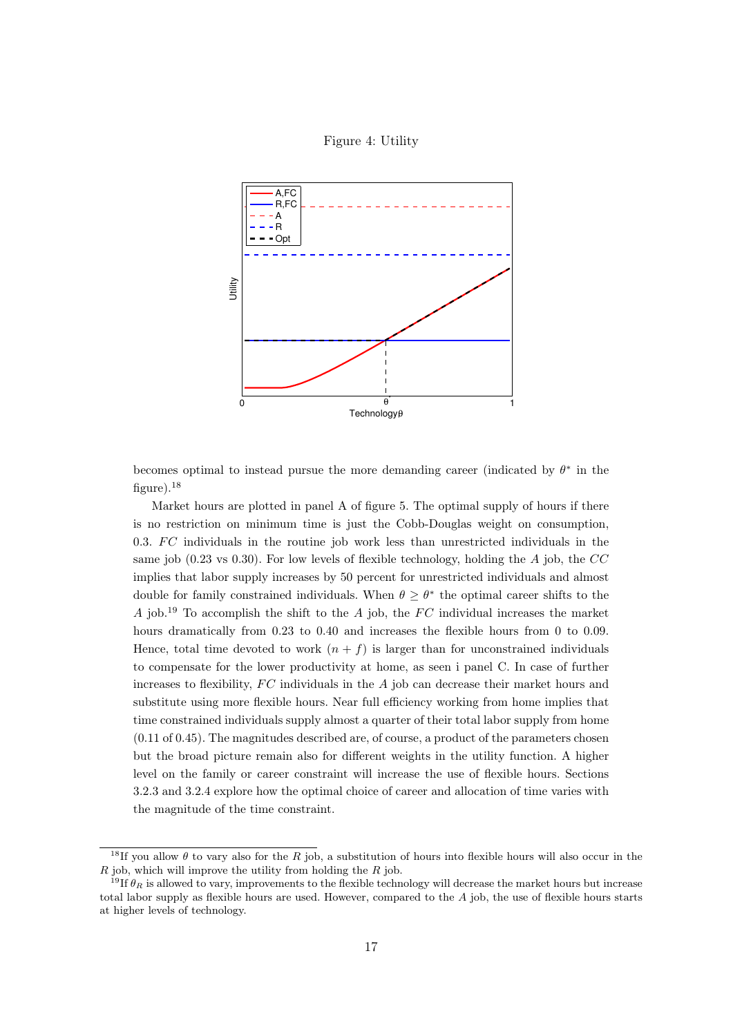Figure 4: Utility

becomes optimal to instead pursue the more demanding career (indicated by $\theta^*$ in the figure).[18]

Market hours are plotted in panel A of figure 5. The optimal supply of hours if there is no restriction on minimum time is just the Cobb-Douglas weight on consumption, 0.3. $FC$ individuals in the routine job work less than unrestricted individuals in the same job (0.23 vs 0.30). For low levels of flexible technology, holding the $A$ job, the $CC$ implies that labor supply increases by 50 percent for unrestricted individuals and almost double for family constrained individuals. When $\theta \geq \theta^*$ the optimal career shifts to the $A$ job.[19] To accomplish the shift to the $A$ job, the $FC$ individual increases the market hours dramatically from 0.23 to 0.40 and increases the flexible hours from 0 to 0.09. Hence, total time devoted to work $(n + f)$ is larger than for unconstrained individuals to compensate for the lower productivity at home, as seen i panel C. In case of further increases to flexibility, $FC$ individuals in the $A$ job can decrease their market hours and substitute using more flexible hours. Near full efficiency working from home implies that time constrained individuals supply almost a quarter of their total labor supply from home (0.11 of 0.45). The magnitudes described are, of course, a product of the parameters chosen but the broad picture remain also for different weights in the utility function. A higher level on the family or career constraint will increase the use of flexible hours. Sections 3.2.3 and 3.2.4 explore how the optimal choice of career and allocation of time varies with the magnitude of the time constraint.

[18] If you allow $\theta$ to vary also for the $R$ job, a substitution of hours into flexible hours will also occur in the $R$ job, which will improve the utility from holding the $R$ job.

[19] If $\theta_R$ is allowed to vary, improvements to the flexible technology will decrease the market hours but increase total labor supply as flexible hours are used. However, compared to the $A$ job, the use of flexible hours starts at higher levels of technology.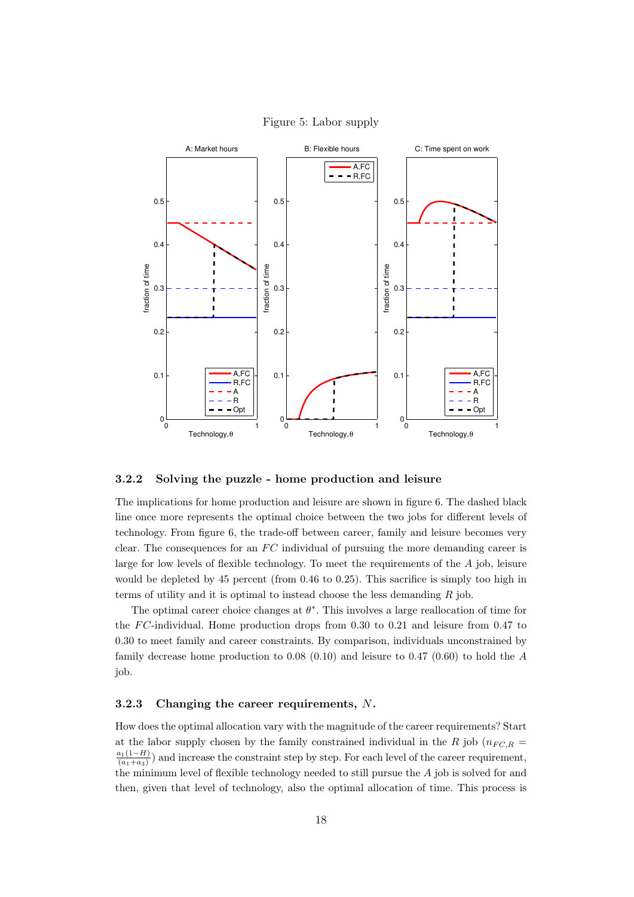Figure 5: Labor supply

### 3.2.2 Solving the puzzle - home production and leisure

The implications for home production and leisure are shown in figure 6. The dashed black line once more represents the optimal choice between the two jobs for different levels of technology. From figure 6, the trade-off between career, family and leisure becomes very clear. The consequences for an $FC$ individual of pursuing the more demanding career is large for low levels of flexible technology. To meet the requirements of the $A$ job, leisure would be depleted by 45 percent (from 0.46 to 0.25). This sacrifice is simply too high in terms of utility and it is optimal to instead choose the less demanding $R$ job.

The optimal career choice changes at $\theta^*$. This involves a large reallocation of time for the $FC$-individual. Home production drops from 0.30 to 0.21 and leisure from 0.47 to 0.30 to meet family and career constraints. By comparison, individuals unconstrained by family decrease home production to 0.08 (0.10) and leisure to 0.47 (0.60) to hold the $A$ job.

### 3.2.3 Changing the career requirements, $N$.

How does the optimal allocation vary with the magnitude of the career requirements? Start at the labor supply chosen by the family constrained individual in the $R$ job ($n_{FC,R} = \frac{a_1(1-H)}{(a_1+a_3)}$) and increase the constraint step by step. For each level of the career requirement, the minimum level of flexible technology needed to still pursue the $A$ job is solved for and then, given that level of technology, also the optimal allocation of time. This process is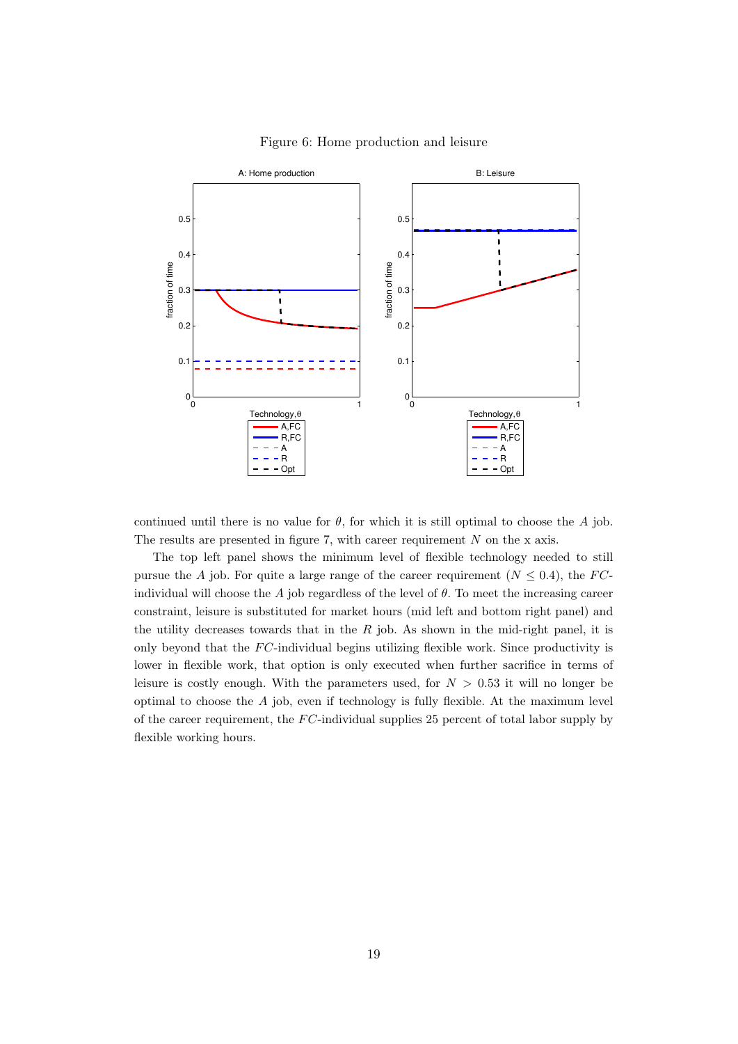Figure 6: Home production and leisure

continued until there is no value for $\theta$, for which it is still optimal to choose the $A$ job. The results are presented in figure 7, with career requirement $N$ on the x axis.

The top left panel shows the minimum level of flexible technology needed to still pursue the $A$ job. For quite a large range of the career requirement ($N \leq 0.4$), the $FC$-individual will choose the $A$ job regardless of the level of $\theta$. To meet the increasing career constraint, leisure is substituted for market hours (mid left and bottom right panel) and the utility decreases towards that in the $R$ job. As shown in the mid-right panel, it is only beyond that the $FC$-individual begins utilizing flexible work. Since productivity is lower in flexible work, that option is only executed when further sacrifice in terms of leisure is costly enough. With the parameters used, for $N > 0.53$ it will no longer be optimal to choose the $A$ job, even if technology is fully flexible. At the maximum level of the career requirement, the $FC$-individual supplies 25 percent of total labor supply by flexible working hours.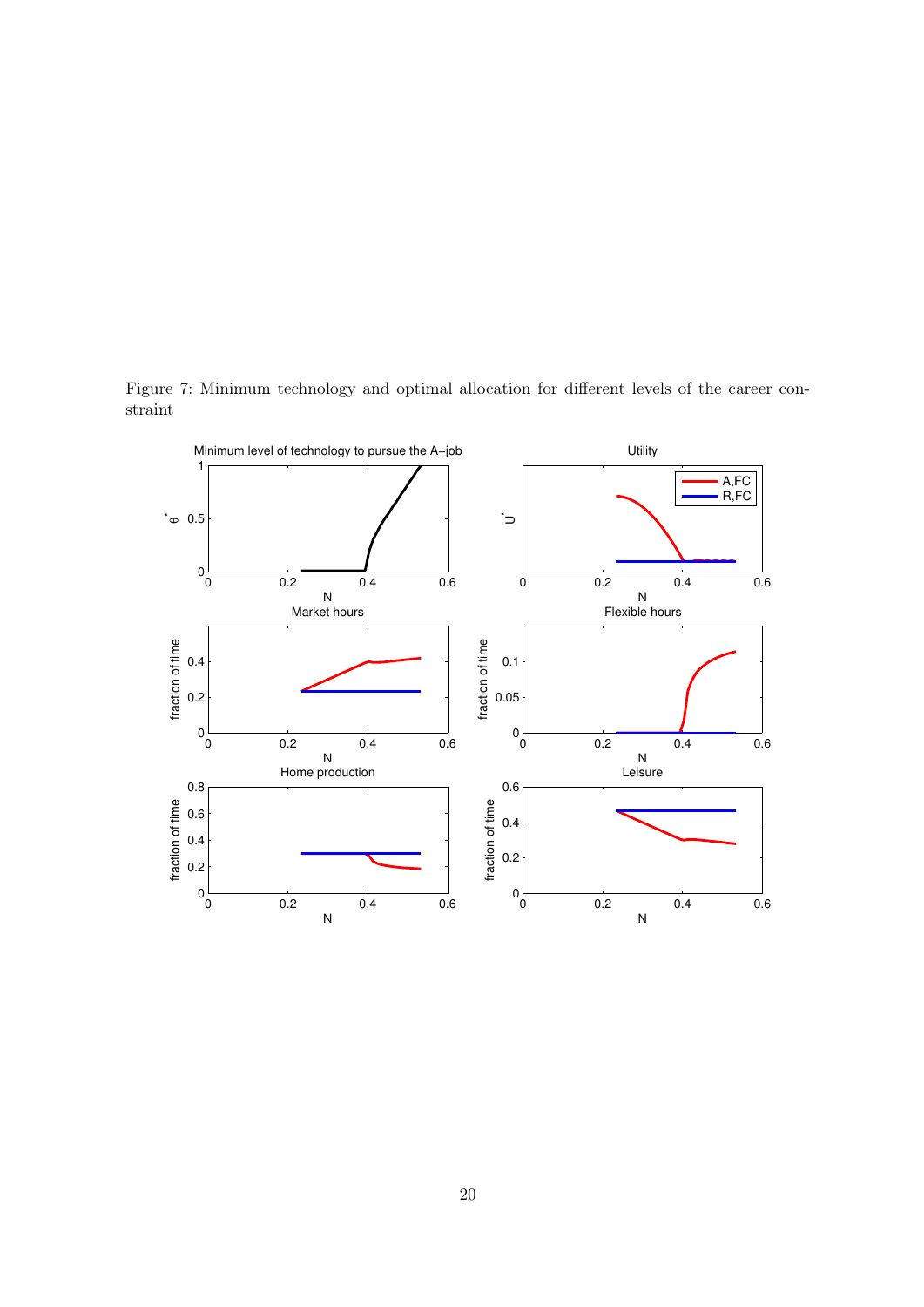Figure 7: Minimum technology and optimal allocation for different levels of the career constraint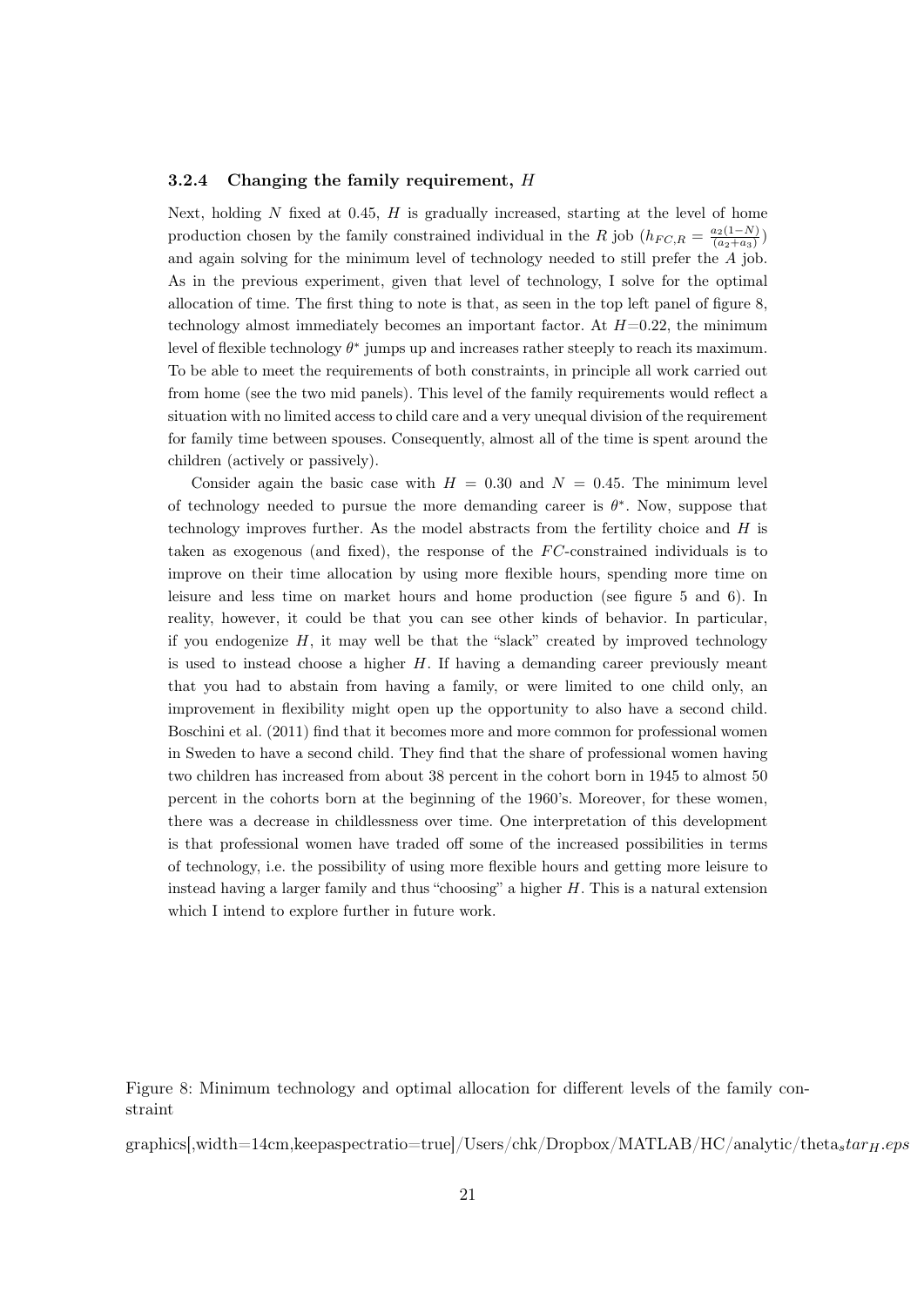#### 3.2.4 Changing the family requirement, $H$

Next, holding $N$ fixed at 0.45, $H$ is gradually increased, starting at the level of home production chosen by the family constrained individual in the $R$ job ($h_{FC,R} = \frac{a_2(1-N)}{(a_2+a_3)}$) and again solving for the minimum level of technology needed to still prefer the $A$ job. As in the previous experiment, given that level of technology, I solve for the optimal allocation of time. The first thing to note is that, as seen in the top left panel of figure 8, technology almost immediately becomes an important factor. At $H$=0.22, the minimum level of flexible technology $\theta^*$ jumps up and increases rather steeply to reach its maximum. To be able to meet the requirements of both constraints, in principle all work carried out from home (see the two mid panels). This level of the family requirements would reflect a situation with no limited access to child care and a very unequal division of the requirement for family time between spouses. Consequently, almost all of the time is spent around the children (actively or passively).

Consider again the basic case with $H = 0.30$ and $N = 0.45$. The minimum level of technology needed to pursue the more demanding career is $\theta^*$. Now, suppose that technology improves further. As the model abstracts from the fertility choice and $H$ is taken as exogenous (and fixed), the response of the $FC$-constrained individuals is to improve on their time allocation by using more flexible hours, spending more time on leisure and less time on market hours and home production (see figure 5 and 6). In reality, however, it could be that you can see other kinds of behavior. In particular, if you endogenize $H$, it may well be that the "slack" created by improved technology is used to instead choose a higher $H$. If having a demanding career previously meant that you had to abstain from having a family, or were limited to one child only, an improvement in flexibility might open up the opportunity to also have a second child. Boschini et al. (2011) find that it becomes more and more common for professional women in Sweden to have a second child. They find that the share of professional women having two children has increased from about 38 percent in the cohort born in 1945 to almost 50 percent in the cohorts born at the beginning of the 1960's. Moreover, for these women, there was a decrease in childlessness over time. One interpretation of this development is that professional women have traded off some of the increased possibilities in terms of technology, i.e. the possibility of using more flexible hours and getting more leisure to instead having a larger family and thus "choosing" a higher $H$. This is a natural extension which I intend to explore further in future work.

Figure 8: Minimum technology and optimal allocation for different levels of the family constraint

graphics[,width=14cm,keepaspectratio=true]/Users/chk/Dropbox/MATLAB/HC/analytic/theta$_s tar_H.eps$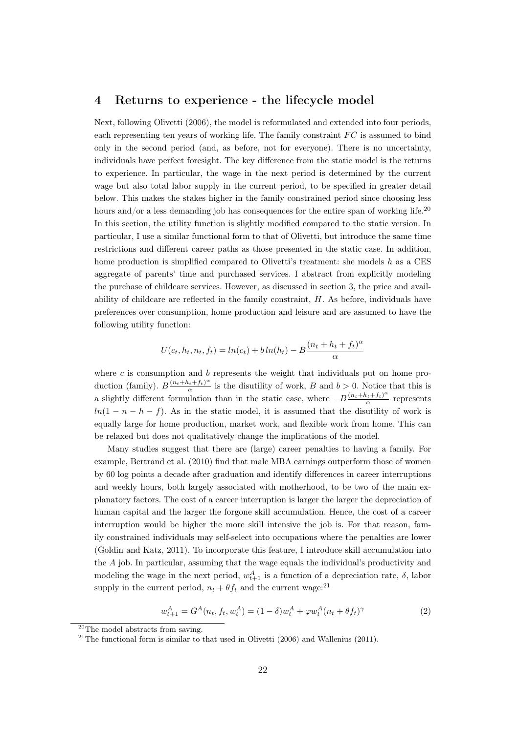## 4 Returns to experience - the lifecycle model

Next, following Olivetti (2006), the model is reformulated and extended into four periods, each representing ten years of working life. The family constraint $FC$ is assumed to bind only in the second period (and, as before, not for everyone). There is no uncertainty, individuals have perfect foresight. The key difference from the static model is the returns to experience. In particular, the wage in the next period is determined by the current wage but also total labor supply in the current period, to be specified in greater detail below. This makes the stakes higher in the family constrained period since choosing less hours and/or a less demanding job has consequences for the entire span of working life.[20] In this section, the utility function is slightly modified compared to the static version. In particular, I use a similar functional form to that of Olivetti, but introduce the same time restrictions and different career paths as those presented in the static case. In addition, home production is simplified compared to Olivetti's treatment: she models $h$ as a CES aggregate of parents' time and purchased services. I abstract from explicitly modeling the purchase of childcare services. However, as discussed in section 3, the price and availability of childcare are reflected in the family constraint, $H$. As before, individuals have preferences over consumption, home production and leisure and are assumed to have the following utility function:

$$U(c_t, h_t, n_t, f_t) = ln(c_t) + b\, ln(h_t) - B\frac{(n_t + h_t + f_t)^{\alpha}}{\alpha}$$

where $c$ is consumption and $b$ represents the weight that individuals put on home production (family). $B\frac{(n_t+h_t+f_t)^{\alpha}}{\alpha}$ is the disutility of work, $B$ and $b > 0$. Notice that this is a slightly different formulation than in the static case, where $-B\frac{(n_t+h_t+f_t)^{\alpha}}{\alpha}$ represents $ln(1 - n - h - f)$. As in the static model, it is assumed that the disutility of work is equally large for home production, market work, and flexible work from home. This can be relaxed but does not qualitatively change the implications of the model.

Many studies suggest that there are (large) career penalties to having a family. For example, Bertrand et al. (2010) find that male MBA earnings outperform those of women by 60 log points a decade after graduation and identify differences in career interruptions and weekly hours, both largely associated with motherhood, to be two of the main explanatory factors. The cost of a career interruption is larger the larger the depreciation of human capital and the larger the forgone skill accumulation. Hence, the cost of a career interruption would be higher the more skill intensive the job is. For that reason, family constrained individuals may self-select into occupations where the penalties are lower (Goldin and Katz, 2011). To incorporate this feature, I introduce skill accumulation into the $A$ job. In particular, assuming that the wage equals the individual's productivity and modeling the wage in the next period, $w^A_{t+1}$ is a function of a depreciation rate, $\delta$, labor supply in the current period, $n_t + \theta f_t$ and the current wage:[21]

$$w^A_{t+1} = G^A(n_t, f_t, w^A_t) = (1 - \delta)w^A_t + \varphi w^A_t(n_t + \theta f_t)^{\gamma} \tag{2}$$

[20] The model abstracts from saving.

[21] The functional form is similar to that used in Olivetti (2006) and Wallenius (2011).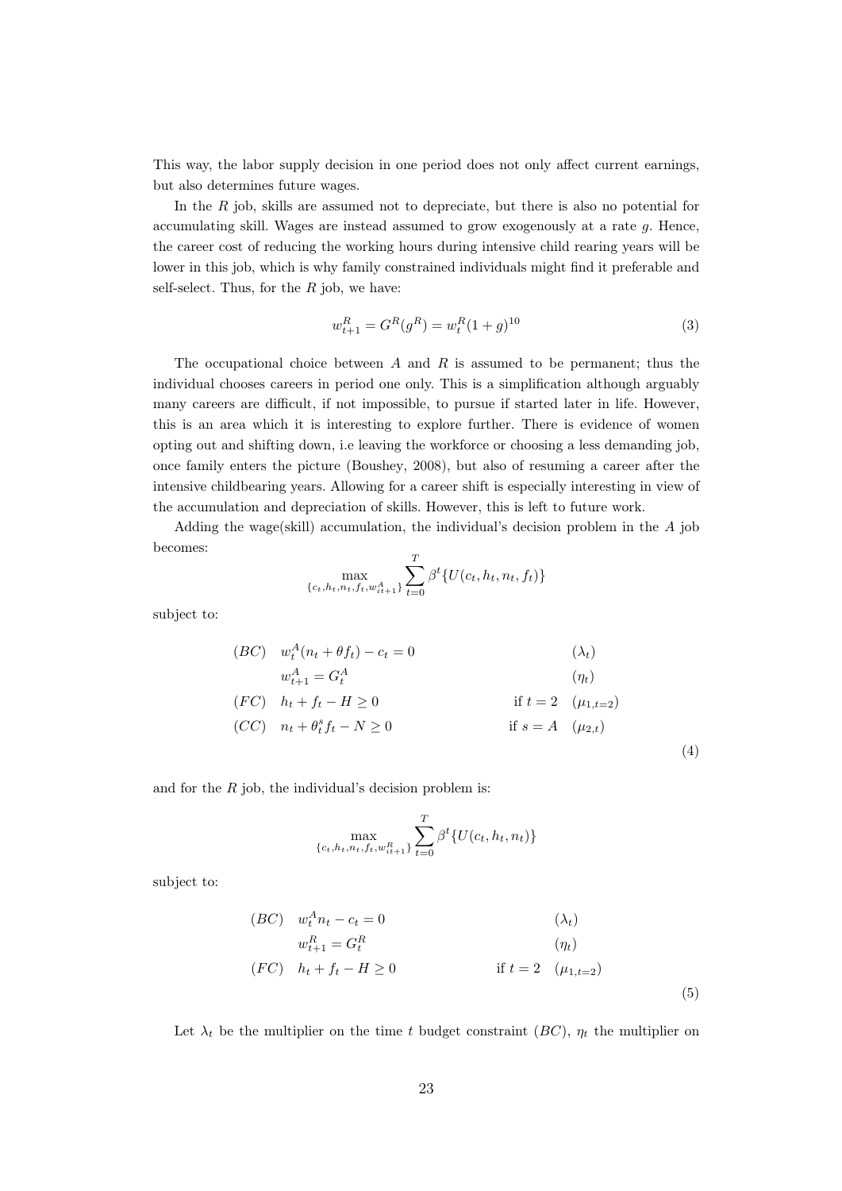This way, the labor supply decision in one period does not only affect current earnings, but also determines future wages.

In the $R$ job, skills are assumed not to depreciate, but there is also no potential for accumulating skill. Wages are instead assumed to grow exogenously at a rate $g$. Hence, the career cost of reducing the working hours during intensive child rearing years will be lower in this job, which is why family constrained individuals might find it preferable and self-select. Thus, for the $R$ job, we have:

$$w_{t+1}^R = G^R(g^R) = w_t^R(1+g)^{10} \tag{3}$$

The occupational choice between $A$ and $R$ is assumed to be permanent; thus the individual chooses careers in period one only. This is a simplification although arguably many careers are difficult, if not impossible, to pursue if started later in life. However, this is an area which it is interesting to explore further. There is evidence of women opting out and shifting down, i.e leaving the workforce or choosing a less demanding job, once family enters the picture (Boushey, 2008), but also of resuming a career after the intensive childbearing years. Allowing for a career shift is especially interesting in view of the accumulation and depreciation of skills. However, this is left to future work.

Adding the wage(skill) accumulation, the individual's decision problem in the $A$ job becomes:

$$\max_{\{c_t, h_t, n_t, f_t, w_{it+1}^A\}} \sum_{t=0}^{T} \beta^t \{U(c_t, h_t, n_t, f_t)\}$$

subject to:

$$\begin{array}{llll}
(BC) & w_t^A(n_t + \theta f_t) - c_t = 0 & & (\lambda_t) \\
 & w_{t+1}^A = G_t^A & & (\eta_t) \\
(FC) & h_t + f_t - H \geq 0 & \text{if } t = 2 & (\mu_{1,t=2}) \\
(CC) & n_t + \theta_t^s f_t - N \geq 0 & \text{if } s = A & (\mu_{2,t})
\end{array} \tag{4}$$

and for the $R$ job, the individual's decision problem is:

$$\max_{\{c_t, h_t, n_t, f_t, w_{it+1}^R\}} \sum_{t=0}^{T} \beta^t \{U(c_t, h_t, n_t)\}$$

subject to:

$$\begin{array}{llll}
(BC) & w_t^A n_t - c_t = 0 & & (\lambda_t) \\
 & w_{t+1}^R = G_t^R & & (\eta_t) \\
(FC) & h_t + f_t - H \geq 0 & \text{if } t = 2 & (\mu_{1,t=2})
\end{array} \tag{5}$$

Let $\lambda_t$ be the multiplier on the time $t$ budget constraint $(BC)$, $\eta_t$ the multiplier on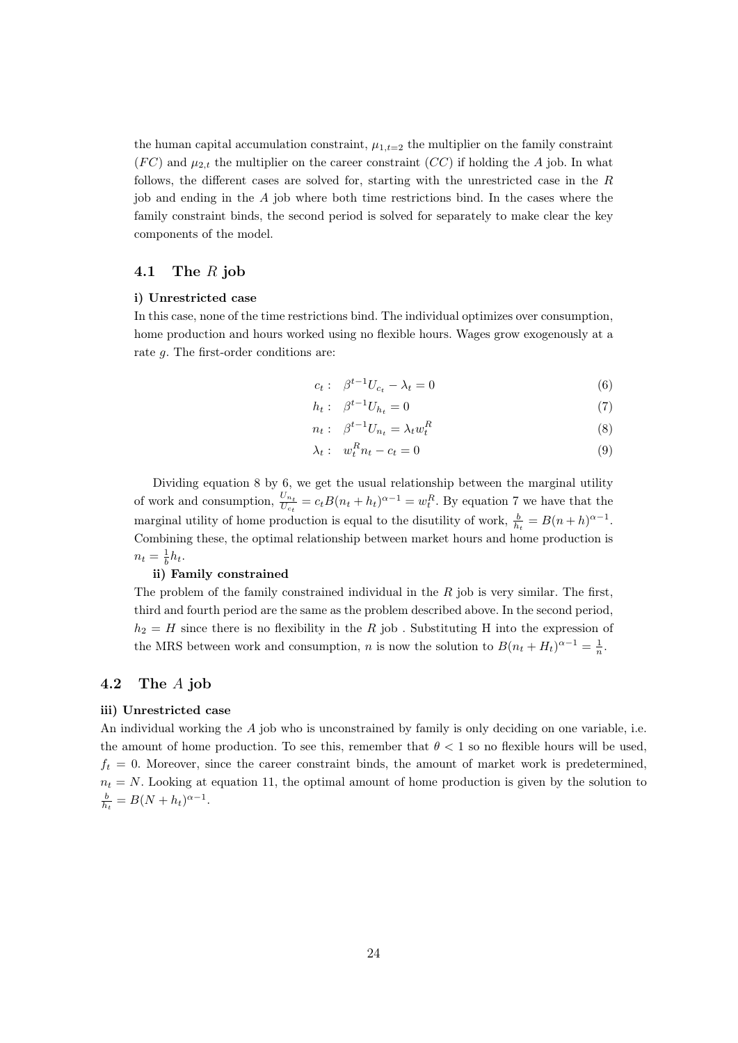the human capital accumulation constraint, $\mu_{1,t=2}$ the multiplier on the family constraint ($FC$) and $\mu_{2,t}$ the multiplier on the career constraint ($CC$) if holding the $A$ job. In what follows, the different cases are solved for, starting with the unrestricted case in the $R$ job and ending in the $A$ job where both time restrictions bind. In the cases where the family constraint binds, the second period is solved for separately to make clear the key components of the model.

### 4.1 The $R$ job

**i) Unrestricted case**

In this case, none of the time restrictions bind. The individual optimizes over consumption, home production and hours worked using no flexible hours. Wages grow exogenously at a rate $g$. The first-order conditions are:

$$c_t : \quad \beta^{t-1} U_{c_t} - \lambda_t = 0 \tag{6}$$

$$h_t : \quad \beta^{t-1} U_{h_t} = 0 \tag{7}$$

$$n_t : \quad \beta^{t-1} U_{n_t} = \lambda_t w_t^R \tag{8}$$

$$\lambda_t : \quad w_t^R n_t - c_t = 0 \tag{9}$$

Dividing equation 8 by 6, we get the usual relationship between the marginal utility of work and consumption, $\frac{U_{n_t}}{U_{c_t}} = c_t B(n_t + h_t)^{\alpha-1} = w_t^R$. By equation 7 we have that the marginal utility of home production is equal to the disutility of work, $\frac{b}{h_t} = B(n+h)^{\alpha-1}$. Combining these, the optimal relationship between market hours and home production is $n_t = \frac{1}{b} h_t$.

**ii) Family constrained**

The problem of the family constrained individual in the $R$ job is very similar. The first, third and fourth period are the same as the problem described above. In the second period, $h_2 = H$ since there is no flexibility in the $R$ job . Substituting H into the expression of the MRS between work and consumption, $n$ is now the solution to $B(n_t + H_t)^{\alpha-1} = \frac{1}{n}$.

### 4.2 The $A$ job

**iii) Unrestricted case**

An individual working the $A$ job who is unconstrained by family is only deciding on one variable, i.e. the amount of home production. To see this, remember that $\theta < 1$ so no flexible hours will be used, $f_t = 0$. Moreover, since the career constraint binds, the amount of market work is predetermined, $n_t = N$. Looking at equation 11, the optimal amount of home production is given by the solution to $\frac{b}{h_t} = B(N + h_t)^{\alpha-1}$.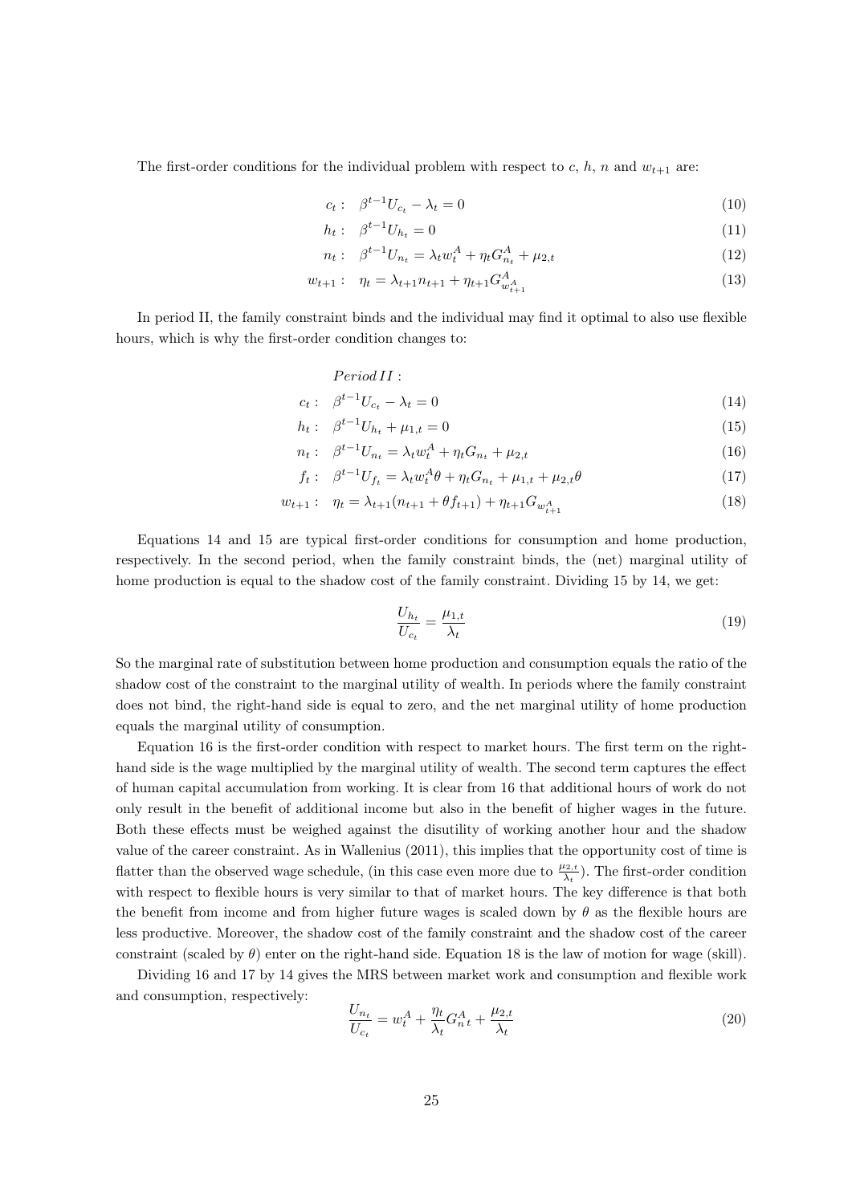The first-order conditions for the individual problem with respect to $c$, $h$, $n$ and $w_{t+1}$ are:

$$c_t: \quad \beta^{t-1}U_{c_t} - \lambda_t = 0 \tag{10}$$

$$h_t: \quad \beta^{t-1}U_{h_t} = 0 \tag{11}$$

$$n_t: \quad \beta^{t-1}U_{n_t} = \lambda_t w_t^A + \eta_t G_{n_t}^A + \mu_{2,t} \tag{12}$$

$$w_{t+1}: \quad \eta_t = \lambda_{t+1} n_{t+1} + \eta_{t+1} G_{w_{t+1}^A}^A \tag{13}$$

In period II, the family constraint binds and the individual may find it optimal to also use flexible hours, which is why the first-order condition changes to:

$$Period\, II:$$

$$c_t: \quad \beta^{t-1}U_{c_t} - \lambda_t = 0 \tag{14}$$

$$h_t: \quad \beta^{t-1}U_{h_t} + \mu_{1,t} = 0 \tag{15}$$

$$n_t: \quad \beta^{t-1}U_{n_t} = \lambda_t w_t^A + \eta_t G_{n_t} + \mu_{2,t} \tag{16}$$

$$f_t: \quad \beta^{t-1}U_{f_t} = \lambda_t w_t^A \theta + \eta_t G_{n_t} + \mu_{1,t} + \mu_{2,t}\theta \tag{17}$$

$$w_{t+1}: \quad \eta_t = \lambda_{t+1}(n_{t+1} + \theta f_{t+1}) + \eta_{t+1} G_{w_{t+1}^A} \tag{18}$$

Equations 14 and 15 are typical first-order conditions for consumption and home production, respectively. In the second period, when the family constraint binds, the (net) marginal utility of home production is equal to the shadow cost of the family constraint. Dividing 15 by 14, we get:

$$\frac{U_{h_t}}{U_{c_t}} = \frac{\mu_{1,t}}{\lambda_t} \tag{19}$$

So the marginal rate of substitution between home production and consumption equals the ratio of the shadow cost of the constraint to the marginal utility of wealth. In periods where the family constraint does not bind, the right-hand side is equal to zero, and the net marginal utility of home production equals the marginal utility of consumption.

Equation 16 is the first-order condition with respect to market hours. The first term on the right-hand side is the wage multiplied by the marginal utility of wealth. The second term captures the effect of human capital accumulation from working. It is clear from 16 that additional hours of work do not only result in the benefit of additional income but also in the benefit of higher wages in the future. Both these effects must be weighed against the disutility of working another hour and the shadow value of the career constraint. As in Wallenius (2011), this implies that the opportunity cost of time is flatter than the observed wage schedule, (in this case even more due to $\frac{\mu_{2,t}}{\lambda_t}$). The first-order condition with respect to flexible hours is very similar to that of market hours. The key difference is that both the benefit from income and from higher future wages is scaled down by $\theta$ as the flexible hours are less productive. Moreover, the shadow cost of the family constraint and the shadow cost of the career constraint (scaled by $\theta$) enter on the right-hand side. Equation 18 is the law of motion for wage (skill).

Dividing 16 and 17 by 14 gives the MRS between market work and consumption and flexible work and consumption, respectively:

$$\frac{U_{n_t}}{U_{c_t}} = w_t^A + \frac{\eta_t}{\lambda_t} G_n^A{}_t + \frac{\mu_{2,t}}{\lambda_t} \tag{20}$$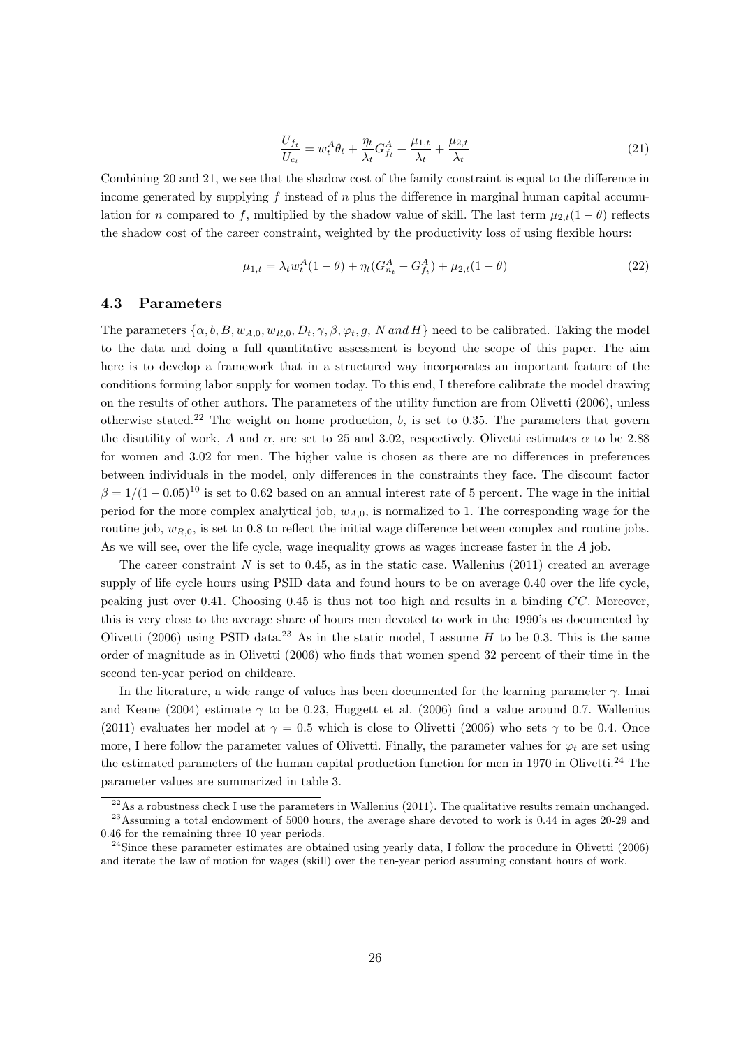$$\frac{U_{f_t}}{U_{c_t}} = w_t^A \theta_t + \frac{\eta_t}{\lambda_t} G_{f_t}^A + \frac{\mu_{1,t}}{\lambda_t} + \frac{\mu_{2,t}}{\lambda_t} \tag{21}$$

Combining 20 and 21, we see that the shadow cost of the family constraint is equal to the difference in income generated by supplying $f$ instead of $n$ plus the difference in marginal human capital accumulation for $n$ compared to $f$, multiplied by the shadow value of skill. The last term $\mu_{2,t}(1-\theta)$ reflects the shadow cost of the career constraint, weighted by the productivity loss of using flexible hours:

$$\mu_{1,t} = \lambda_t w_t^A (1-\theta) + \eta_t (G_{n_t}^A - G_{f_t}^A) + \mu_{2,t}(1-\theta) \tag{22}$$

### 4.3 Parameters

The parameters $\{\alpha, b, B, w_{A,0}, w_{R,0}, D_t, \gamma, \beta, \varphi_t, g, \, N \, and \, H\}$ need to be calibrated. Taking the model to the data and doing a full quantitative assessment is beyond the scope of this paper. The aim here is to develop a framework that in a structured way incorporates an important feature of the conditions forming labor supply for women today. To this end, I therefore calibrate the model drawing on the results of other authors. The parameters of the utility function are from Olivetti (2006), unless otherwise stated.[22] The weight on home production, $b$, is set to 0.35. The parameters that govern the disutility of work, $A$ and $\alpha$, are set to 25 and 3.02, respectively. Olivetti estimates $\alpha$ to be 2.88 for women and 3.02 for men. The higher value is chosen as there are no differences in preferences between individuals in the model, only differences in the constraints they face. The discount factor $\beta = 1/(1-0.05)^{10}$ is set to 0.62 based on an annual interest rate of 5 percent. The wage in the initial period for the more complex analytical job, $w_{A,0}$, is normalized to 1. The corresponding wage for the routine job, $w_{R,0}$, is set to 0.8 to reflect the initial wage difference between complex and routine jobs. As we will see, over the life cycle, wage inequality grows as wages increase faster in the $A$ job.

The career constraint $N$ is set to 0.45, as in the static case. Wallenius (2011) created an average supply of life cycle hours using PSID data and found hours to be on average 0.40 over the life cycle, peaking just over 0.41. Choosing 0.45 is thus not too high and results in a binding $CC$. Moreover, this is very close to the average share of hours men devoted to work in the 1990's as documented by Olivetti (2006) using PSID data.[23] As in the static model, I assume $H$ to be 0.3. This is the same order of magnitude as in Olivetti (2006) who finds that women spend 32 percent of their time in the second ten-year period on childcare.

In the literature, a wide range of values has been documented for the learning parameter $\gamma$. Imai and Keane (2004) estimate $\gamma$ to be 0.23, Huggett et al. (2006) find a value around 0.7. Wallenius (2011) evaluates her model at $\gamma = 0.5$ which is close to Olivetti (2006) who sets $\gamma$ to be 0.4. Once more, I here follow the parameter values of Olivetti. Finally, the parameter values for $\varphi_t$ are set using the estimated parameters of the human capital production function for men in 1970 in Olivetti.[24] The parameter values are summarized in table 3.

[22] As a robustness check I use the parameters in Wallenius (2011). The qualitative results remain unchanged.

[23] Assuming a total endowment of 5000 hours, the average share devoted to work is 0.44 in ages 20-29 and 0.46 for the remaining three 10 year periods.

[24] Since these parameter estimates are obtained using yearly data, I follow the procedure in Olivetti (2006) and iterate the law of motion for wages (skill) over the ten-year period assuming constant hours of work.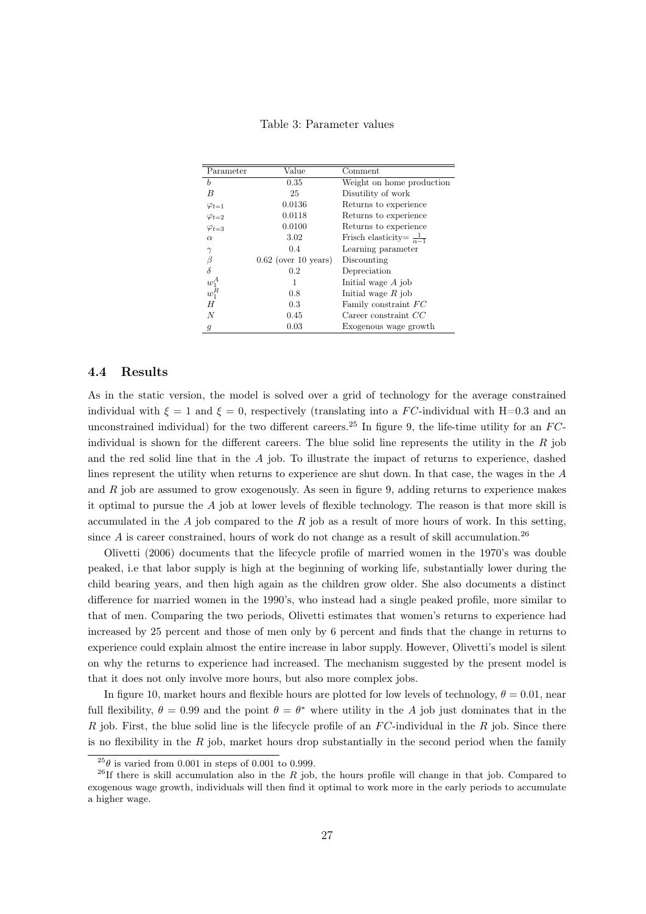Table 3: Parameter values

| Parameter | Value | Comment |
|---|---|---|
| $b$ | 0.35 | Weight on home production |
| $B$ | 25 | Disutility of work |
| $\varphi_{t=1}$ | 0.0136 | Returns to experience |
| $\varphi_{t=2}$ | 0.0118 | Returns to experience |
| $\varphi_{t=3}$ | 0.0100 | Returns to experience |
| $\alpha$ | 3.02 | Frisch elasticity= $\frac{1}{\alpha-1}$ |
| $\gamma$ | 0.4 | Learning parameter |
| $\beta$ | 0.62 (over 10 years) | Discounting |
| $\delta$ | 0.2 | Depreciation |
| $w_1^A$ | 1 | Initial wage $A$ job |
| $w_1^R$ | 0.8 | Initial wage $R$ job |
| $H$ | 0.3 | Family constraint $FC$ |
| $N$ | 0.45 | Career constraint $CC$ |
| $g$ | 0.03 | Exogenous wage growth |

### 4.4 Results

As in the static version, the model is solved over a grid of technology for the average constrained individual with $\xi = 1$ and $\xi = 0$, respectively (translating into a $FC$-individual with H=0.3 and an unconstrained individual) for the two different careers.[25] In figure 9, the life-time utility for an $FC$-individual is shown for the different careers. The blue solid line represents the utility in the $R$ job and the red solid line that in the $A$ job. To illustrate the impact of returns to experience, dashed lines represent the utility when returns to experience are shut down. In that case, the wages in the $A$ and $R$ job are assumed to grow exogenously. As seen in figure 9, adding returns to experience makes it optimal to pursue the $A$ job at lower levels of flexible technology. The reason is that more skill is accumulated in the $A$ job compared to the $R$ job as a result of more hours of work. In this setting, since $A$ is career constrained, hours of work do not change as a result of skill accumulation.[26]

Olivetti (2006) documents that the lifecycle profile of married women in the 1970's was double peaked, i.e that labor supply is high at the beginning of working life, substantially lower during the child bearing years, and then high again as the children grow older. She also documents a distinct difference for married women in the 1990's, who instead had a single peaked profile, more similar to that of men. Comparing the two periods, Olivetti estimates that women's returns to experience had increased by 25 percent and those of men only by 6 percent and finds that the change in returns to experience could explain almost the entire increase in labor supply. However, Olivetti's model is silent on why the returns to experience had increased. The mechanism suggested by the present model is that it does not only involve more hours, but also more complex jobs.

In figure 10, market hours and flexible hours are plotted for low levels of technology, $\theta = 0.01$, near full flexibility, $\theta = 0.99$ and the point $\theta = \theta^*$ where utility in the $A$ job just dominates that in the $R$ job. First, the blue solid line is the lifecycle profile of an $FC$-individual in the $R$ job. Since there is no flexibility in the $R$ job, market hours drop substantially in the second period when the family

[25] $\theta$ is varied from 0.001 in steps of 0.001 to 0.999.

[26] If there is skill accumulation also in the $R$ job, the hours profile will change in that job. Compared to exogenous wage growth, individuals will then find it optimal to work more in the early periods to accumulate a higher wage.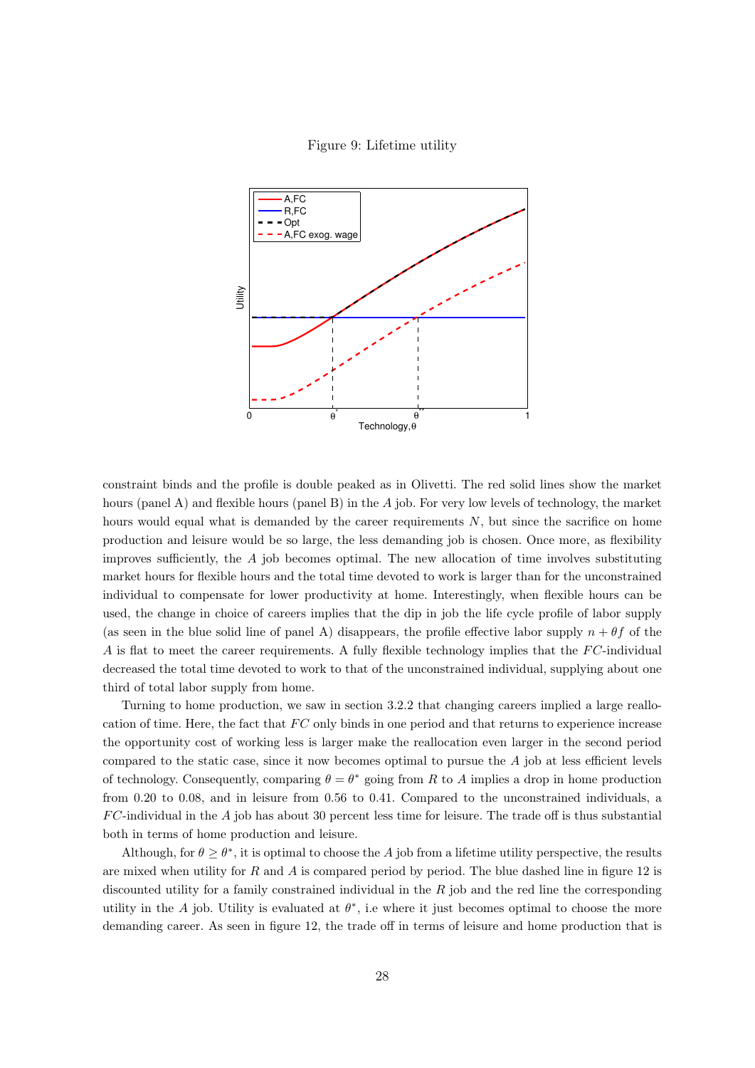Figure 9: Lifetime utility

constraint binds and the profile is double peaked as in Olivetti. The red solid lines show the market hours (panel A) and flexible hours (panel B) in the $A$ job. For very low levels of technology, the market hours would equal what is demanded by the career requirements $N$, but since the sacrifice on home production and leisure would be so large, the less demanding job is chosen. Once more, as flexibility improves sufficiently, the $A$ job becomes optimal. The new allocation of time involves substituting market hours for flexible hours and the total time devoted to work is larger than for the unconstrained individual to compensate for lower productivity at home. Interestingly, when flexible hours can be used, the change in choice of careers implies that the dip in job the life cycle profile of labor supply (as seen in the blue solid line of panel A) disappears, the profile effective labor supply $n + \theta f$ of the $A$ is flat to meet the career requirements. A fully flexible technology implies that the $FC$-individual decreased the total time devoted to work to that of the unconstrained individual, supplying about one third of total labor supply from home.

Turning to home production, we saw in section 3.2.2 that changing careers implied a large reallocation of time. Here, the fact that $FC$ only binds in one period and that returns to experience increase the opportunity cost of working less is larger make the reallocation even larger in the second period compared to the static case, since it now becomes optimal to pursue the $A$ job at less efficient levels of technology. Consequently, comparing $\theta = \theta^*$ going from $R$ to $A$ implies a drop in home production from 0.20 to 0.08, and in leisure from 0.56 to 0.41. Compared to the unconstrained individuals, a $FC$-individual in the $A$ job has about 30 percent less time for leisure. The trade off is thus substantial both in terms of home production and leisure.

Although, for $\theta \geq \theta^*$, it is optimal to choose the $A$ job from a lifetime utility perspective, the results are mixed when utility for $R$ and $A$ is compared period by period. The blue dashed line in figure 12 is discounted utility for a family constrained individual in the $R$ job and the red line the corresponding utility in the $A$ job. Utility is evaluated at $\theta^*$, i.e where it just becomes optimal to choose the more demanding career. As seen in figure 12, the trade off in terms of leisure and home production that is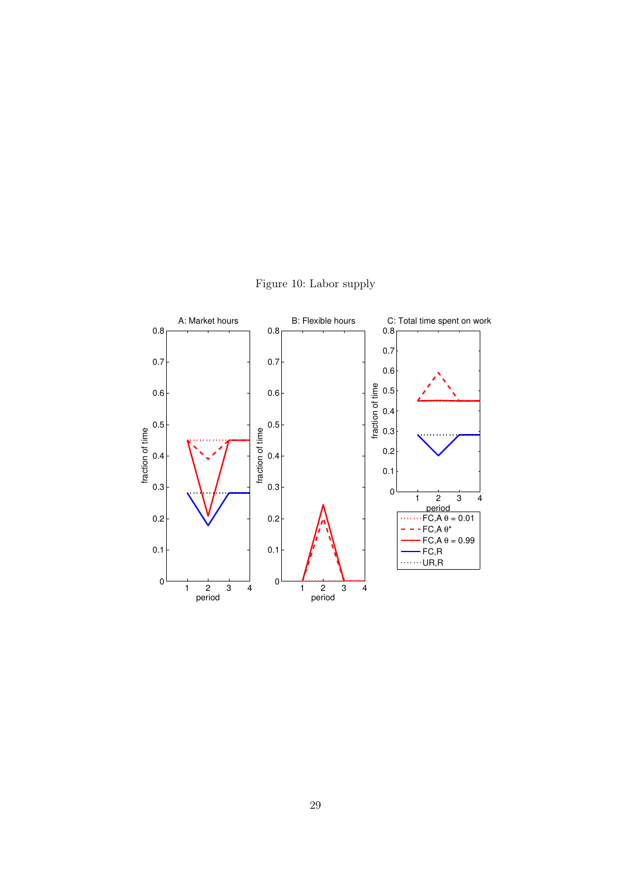Figure 10: Labor supply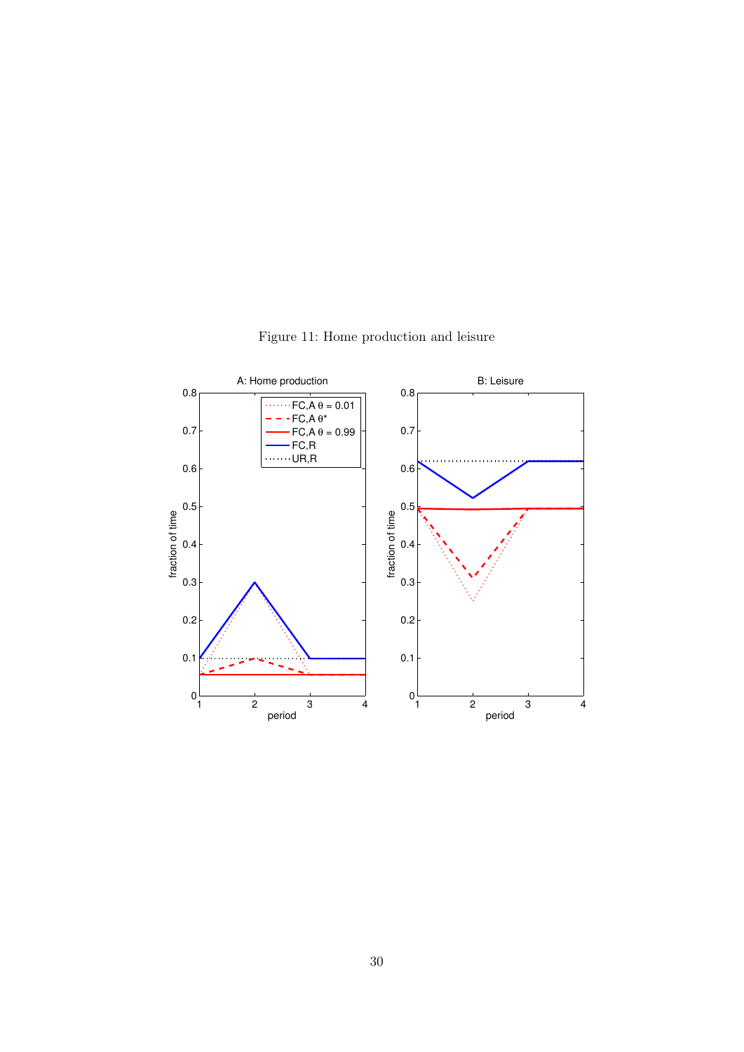Figure 11: Home production and leisure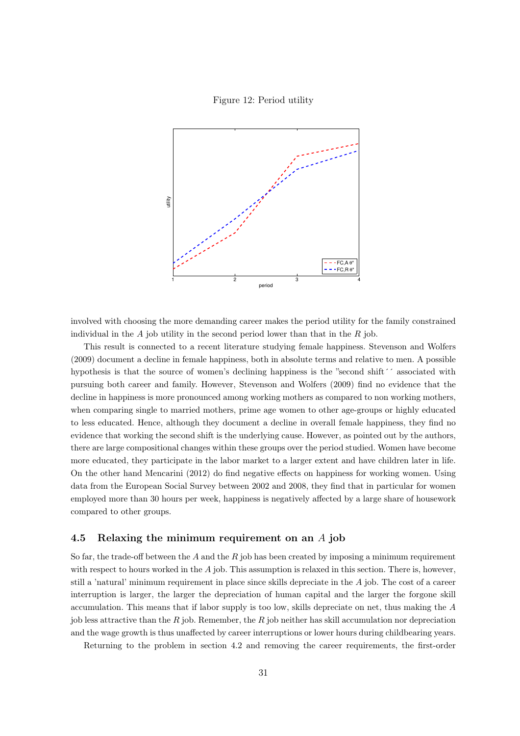Figure 12: Period utility

involved with choosing the more demanding career makes the period utility for the family constrained individual in the $A$ job utility in the second period lower than that in the $R$ job.

This result is connected to a recent literature studying female happiness. Stevenson and Wolfers (2009) document a decline in female happiness, both in absolute terms and relative to men. A possible hypothesis is that the source of women's declining happiness is the "second shift´´ associated with pursuing both career and family. However, Stevenson and Wolfers (2009) find no evidence that the decline in happiness is more pronounced among working mothers as compared to non working mothers, when comparing single to married mothers, prime age women to other age-groups or highly educated to less educated. Hence, although they document a decline in overall female happiness, they find no evidence that working the second shift is the underlying cause. However, as pointed out by the authors, there are large compositional changes within these groups over the period studied. Women have become more educated, they participate in the labor market to a larger extent and have children later in life. On the other hand Mencarini (2012) do find negative effects on happiness for working women. Using data from the European Social Survey between 2002 and 2008, they find that in particular for women employed more than 30 hours per week, happiness is negatively affected by a large share of housework compared to other groups.

### 4.5 Relaxing the minimum requirement on an $A$ job

So far, the trade-off between the $A$ and the $R$ job has been created by imposing a minimum requirement with respect to hours worked in the $A$ job. This assumption is relaxed in this section. There is, however, still a 'natural' minimum requirement in place since skills depreciate in the $A$ job. The cost of a career interruption is larger, the larger the depreciation of human capital and the larger the forgone skill accumulation. This means that if labor supply is too low, skills depreciate on net, thus making the $A$ job less attractive than the $R$ job. Remember, the $R$ job neither has skill accumulation nor depreciation and the wage growth is thus unaffected by career interruptions or lower hours during childbearing years.

Returning to the problem in section 4.2 and removing the career requirements, the first-order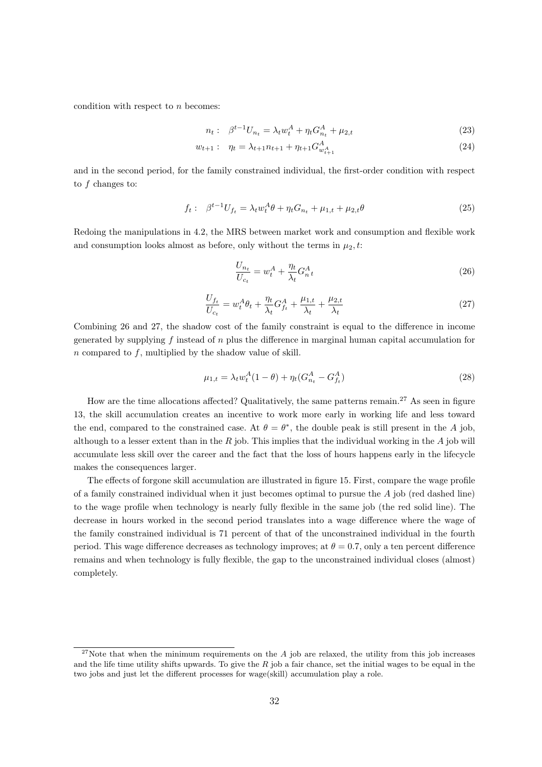condition with respect to $n$ becomes:

$$n_t: \quad \beta^{t-1} U_{n_t} = \lambda_t w_t^A + \eta_t G_{n_t}^A + \mu_{2,t} \tag{23}$$

$$w_{t+1}: \quad \eta_t = \lambda_{t+1} n_{t+1} + \eta_{t+1} G_{w_{t+1}^A}^A \tag{24}$$

and in the second period, for the family constrained individual, the first-order condition with respect to $f$ changes to:

$$f_t: \quad \beta^{t-1} U_{f_t} = \lambda_t w_t^A \theta + \eta_t G_{n_t} + \mu_{1,t} + \mu_{2,t} \theta \tag{25}$$

Redoing the manipulations in 4.2, the MRS between market work and consumption and flexible work and consumption looks almost as before, only without the terms in $\mu_2, t$:

$$\frac{U_{n_t}}{U_{c_t}} = w_t^A + \frac{\eta_t}{\lambda_t} G_n^A t \tag{26}$$

$$\frac{U_{f_t}}{U_{c_t}} = w_t^A \theta_t + \frac{\eta_t}{\lambda_t} G_{f_t}^A + \frac{\mu_{1,t}}{\lambda_t} + \frac{\mu_{2,t}}{\lambda_t} \tag{27}$$

Combining 26 and 27, the shadow cost of the family constraint is equal to the difference in income generated by supplying $f$ instead of $n$ plus the difference in marginal human capital accumulation for $n$ compared to $f$, multiplied by the shadow value of skill.

$$\mu_{1,t} = \lambda_t w_t^A (1 - \theta) + \eta_t (G_{n_t}^A - G_{f_t}^A) \tag{28}$$

How are the time allocations affected? Qualitatively, the same patterns remain.[27] As seen in figure 13, the skill accumulation creates an incentive to work more early in working life and less toward the end, compared to the constrained case. At $\theta = \theta^*$, the double peak is still present in the $A$ job, although to a lesser extent than in the $R$ job. This implies that the individual working in the $A$ job will accumulate less skill over the career and the fact that the loss of hours happens early in the lifecycle makes the consequences larger.

The effects of forgone skill accumulation are illustrated in figure 15. First, compare the wage profile of a family constrained individual when it just becomes optimal to pursue the $A$ job (red dashed line) to the wage profile when technology is nearly fully flexible in the same job (the red solid line). The decrease in hours worked in the second period translates into a wage difference where the wage of the family constrained individual is 71 percent of that of the unconstrained individual in the fourth period. This wage difference decreases as technology improves; at $\theta = 0.7$, only a ten percent difference remains and when technology is fully flexible, the gap to the unconstrained individual closes (almost) completely.

[27] Note that when the minimum requirements on the $A$ job are relaxed, the utility from this job increases and the life time utility shifts upwards. To give the $R$ job a fair chance, set the initial wages to be equal in the two jobs and just let the different processes for wage(skill) accumulation play a role.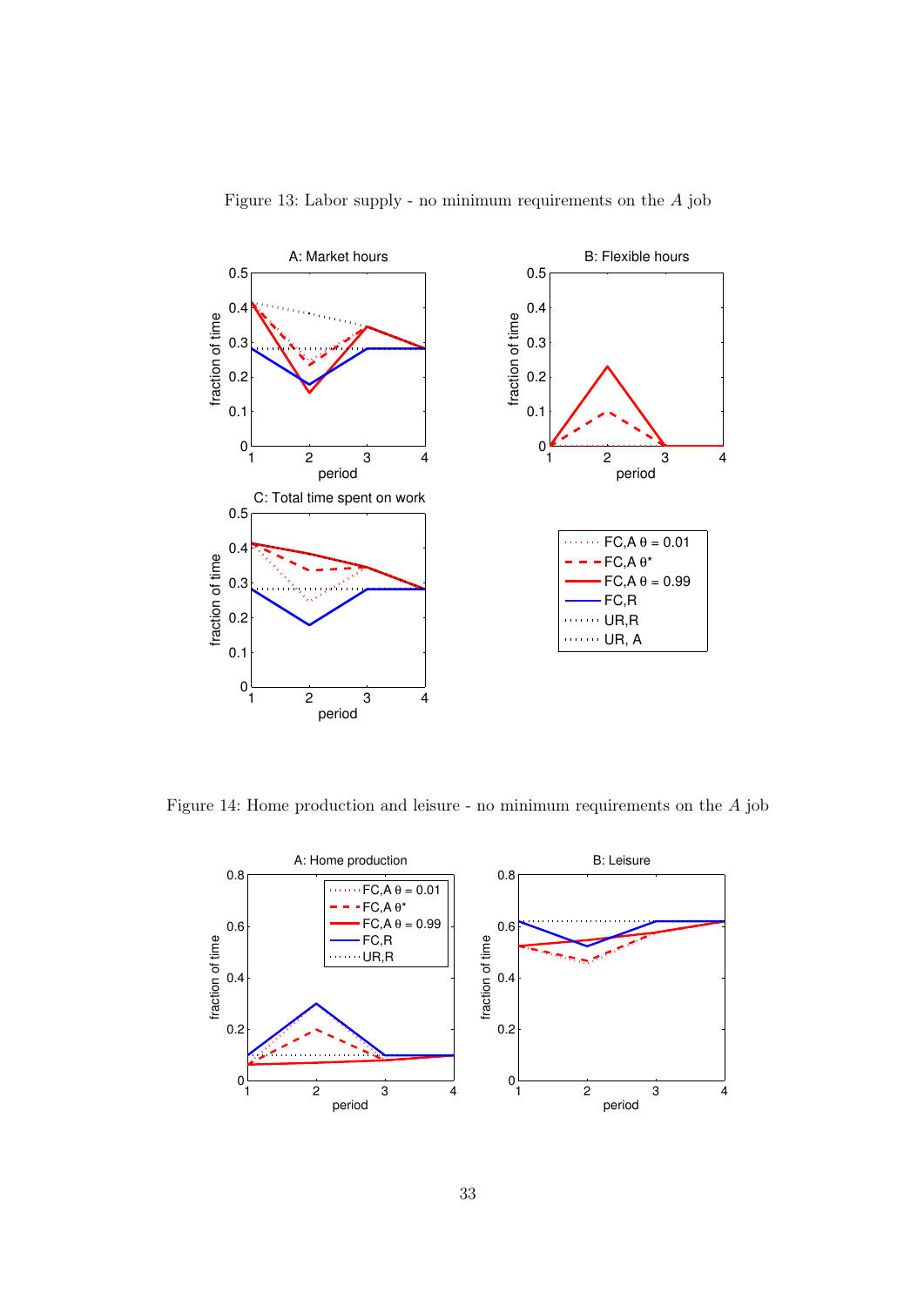Figure 13: Labor supply - no minimum requirements on the $A$ job

Figure 14: Home production and leisure - no minimum requirements on the $A$ job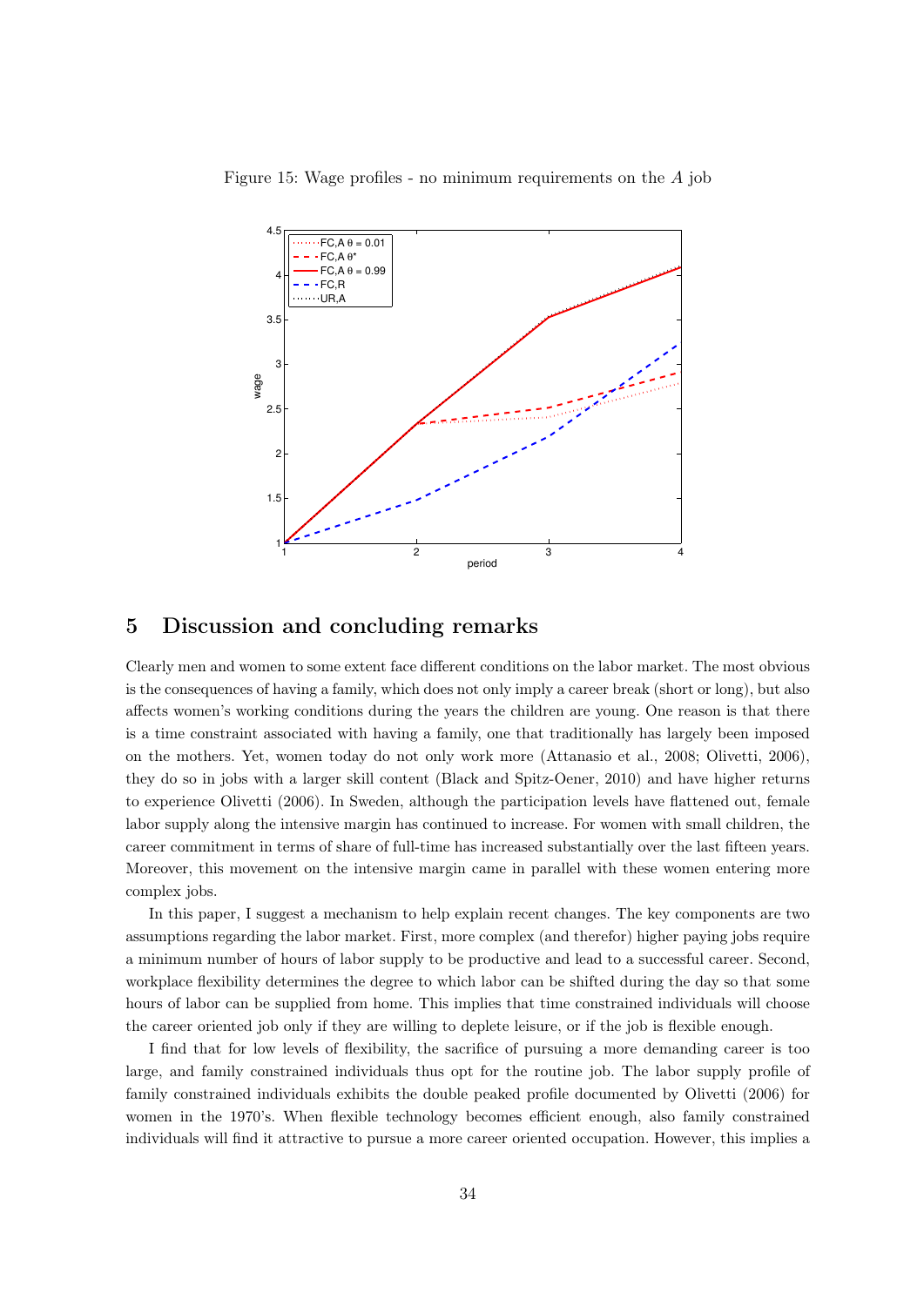Figure 15: Wage profiles - no minimum requirements on the $A$ job

# 5 Discussion and concluding remarks

Clearly men and women to some extent face different conditions on the labor market. The most obvious is the consequences of having a family, which does not only imply a career break (short or long), but also affects women's working conditions during the years the children are young. One reason is that there is a time constraint associated with having a family, one that traditionally has largely been imposed on the mothers. Yet, women today do not only work more (Attanasio et al., 2008; Olivetti, 2006), they do so in jobs with a larger skill content (Black and Spitz-Oener, 2010) and have higher returns to experience Olivetti (2006). In Sweden, although the participation levels have flattened out, female labor supply along the intensive margin has continued to increase. For women with small children, the career commitment in terms of share of full-time has increased substantially over the last fifteen years. Moreover, this movement on the intensive margin came in parallel with these women entering more complex jobs.

In this paper, I suggest a mechanism to help explain recent changes. The key components are two assumptions regarding the labor market. First, more complex (and therefor) higher paying jobs require a minimum number of hours of labor supply to be productive and lead to a successful career. Second, workplace flexibility determines the degree to which labor can be shifted during the day so that some hours of labor can be supplied from home. This implies that time constrained individuals will choose the career oriented job only if they are willing to deplete leisure, or if the job is flexible enough.

I find that for low levels of flexibility, the sacrifice of pursuing a more demanding career is too large, and family constrained individuals thus opt for the routine job. The labor supply profile of family constrained individuals exhibits the double peaked profile documented by Olivetti (2006) for women in the 1970's. When flexible technology becomes efficient enough, also family constrained individuals will find it attractive to pursue a more career oriented occupation. However, this implies a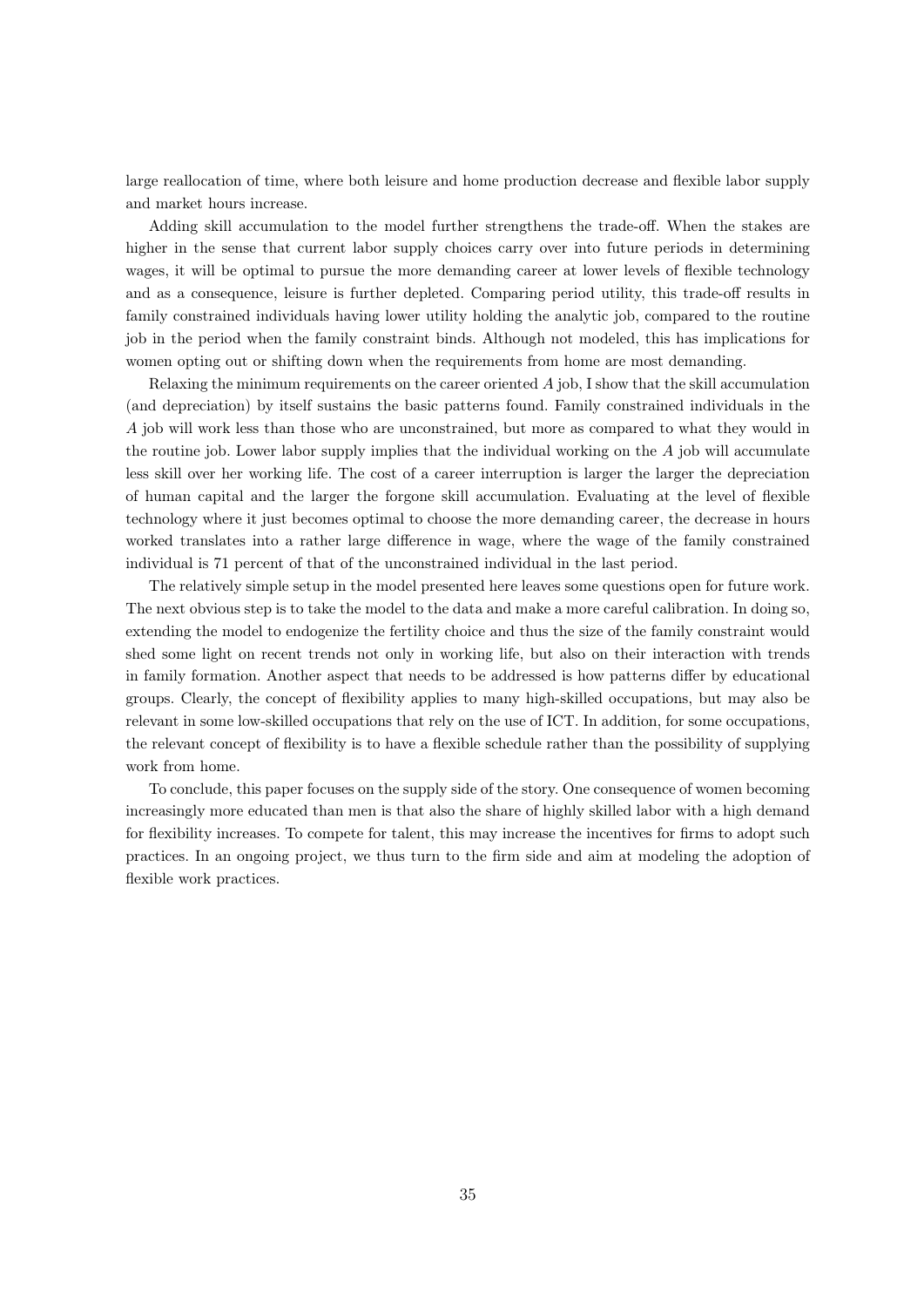large reallocation of time, where both leisure and home production decrease and flexible labor supply and market hours increase.

Adding skill accumulation to the model further strengthens the trade-off. When the stakes are higher in the sense that current labor supply choices carry over into future periods in determining wages, it will be optimal to pursue the more demanding career at lower levels of flexible technology and as a consequence, leisure is further depleted. Comparing period utility, this trade-off results in family constrained individuals having lower utility holding the analytic job, compared to the routine job in the period when the family constraint binds. Although not modeled, this has implications for women opting out or shifting down when the requirements from home are most demanding.

Relaxing the minimum requirements on the career oriented $A$ job, I show that the skill accumulation (and depreciation) by itself sustains the basic patterns found. Family constrained individuals in the $A$ job will work less than those who are unconstrained, but more as compared to what they would in the routine job. Lower labor supply implies that the individual working on the $A$ job will accumulate less skill over her working life. The cost of a career interruption is larger the larger the depreciation of human capital and the larger the forgone skill accumulation. Evaluating at the level of flexible technology where it just becomes optimal to choose the more demanding career, the decrease in hours worked translates into a rather large difference in wage, where the wage of the family constrained individual is 71 percent of that of the unconstrained individual in the last period.

The relatively simple setup in the model presented here leaves some questions open for future work. The next obvious step is to take the model to the data and make a more careful calibration. In doing so, extending the model to endogenize the fertility choice and thus the size of the family constraint would shed some light on recent trends not only in working life, but also on their interaction with trends in family formation. Another aspect that needs to be addressed is how patterns differ by educational groups. Clearly, the concept of flexibility applies to many high-skilled occupations, but may also be relevant in some low-skilled occupations that rely on the use of ICT. In addition, for some occupations, the relevant concept of flexibility is to have a flexible schedule rather than the possibility of supplying work from home.

To conclude, this paper focuses on the supply side of the story. One consequence of women becoming increasingly more educated than men is that also the share of highly skilled labor with a high demand for flexibility increases. To compete for talent, this may increase the incentives for firms to adopt such practices. In an ongoing project, we thus turn to the firm side and aim at modeling the adoption of flexible work practices.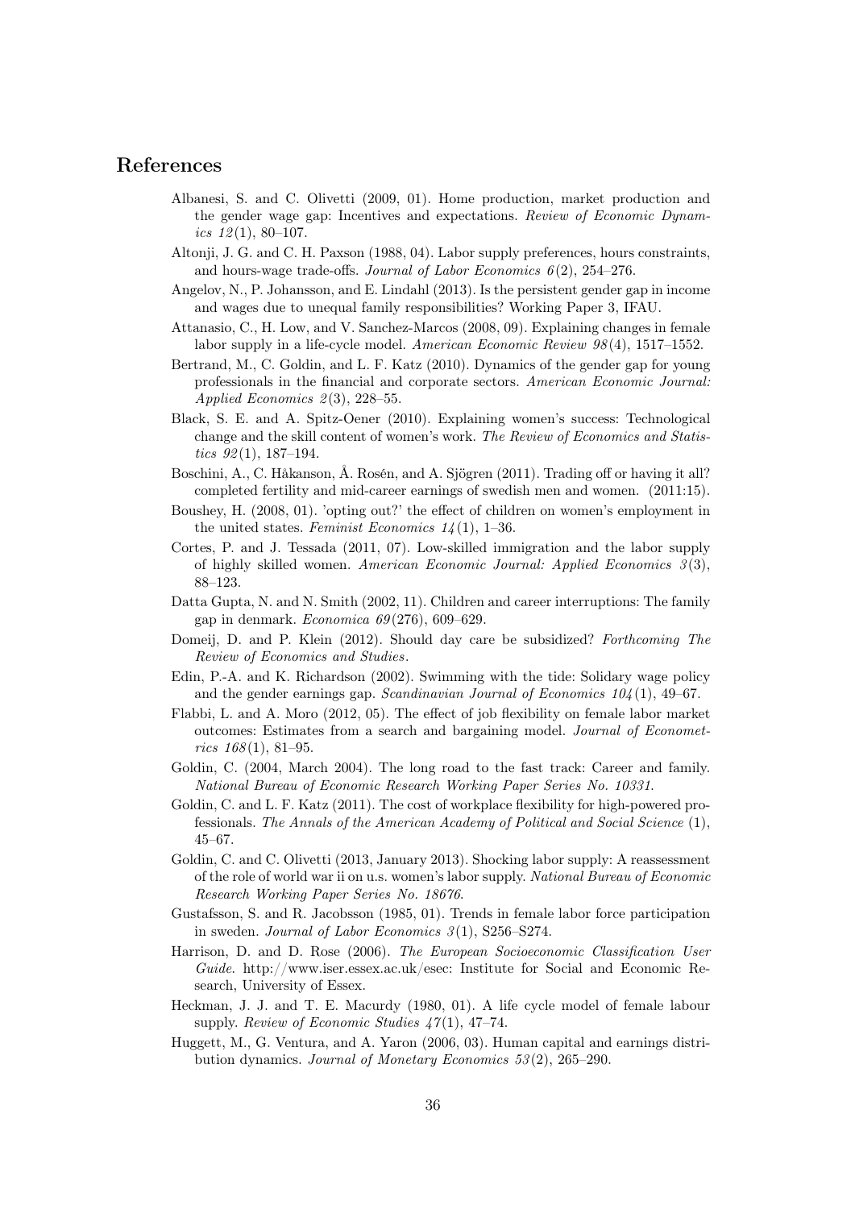# References

Albanesi, S. and C. Olivetti (2009, 01). Home production, market production and the gender wage gap: Incentives and expectations. *Review of Economic Dynamics 12*(1), 80–107.

Altonji, J. G. and C. H. Paxson (1988, 04). Labor supply preferences, hours constraints, and hours-wage trade-offs. *Journal of Labor Economics 6*(2), 254–276.

Angelov, N., P. Johansson, and E. Lindahl (2013). Is the persistent gender gap in income and wages due to unequal family responsibilities? Working Paper 3, IFAU.

Attanasio, C., H. Low, and V. Sanchez-Marcos (2008, 09). Explaining changes in female labor supply in a life-cycle model. *American Economic Review 98*(4), 1517–1552.

Bertrand, M., C. Goldin, and L. F. Katz (2010). Dynamics of the gender gap for young professionals in the financial and corporate sectors. *American Economic Journal: Applied Economics 2*(3), 228–55.

Black, S. E. and A. Spitz-Oener (2010). Explaining women's success: Technological change and the skill content of women's work. *The Review of Economics and Statistics 92*(1), 187–194.

Boschini, A., C. Håkanson, Å. Rosén, and A. Sjögren (2011). Trading off or having it all? completed fertility and mid-career earnings of swedish men and women. (2011:15).

Boushey, H. (2008, 01). 'opting out?' the effect of children on women's employment in the united states. *Feminist Economics 14*(1), 1–36.

Cortes, P. and J. Tessada (2011, 07). Low-skilled immigration and the labor supply of highly skilled women. *American Economic Journal: Applied Economics 3*(3), 88–123.

Datta Gupta, N. and N. Smith (2002, 11). Children and career interruptions: The family gap in denmark. *Economica 69*(276), 609–629.

Domeij, D. and P. Klein (2012). Should day care be subsidized? *Forthcoming The Review of Economics and Studies*.

Edin, P.-A. and K. Richardson (2002). Swimming with the tide: Solidary wage policy and the gender earnings gap. *Scandinavian Journal of Economics 104*(1), 49–67.

Flabbi, L. and A. Moro (2012, 05). The effect of job flexibility on female labor market outcomes: Estimates from a search and bargaining model. *Journal of Econometrics 168*(1), 81–95.

Goldin, C. (2004, March 2004). The long road to the fast track: Career and family. *National Bureau of Economic Research Working Paper Series No. 10331*.

Goldin, C. and L. F. Katz (2011). The cost of workplace flexibility for high-powered professionals. *The Annals of the American Academy of Political and Social Science* (1), 45–67.

Goldin, C. and C. Olivetti (2013, January 2013). Shocking labor supply: A reassessment of the role of world war ii on u.s. women's labor supply. *National Bureau of Economic Research Working Paper Series No. 18676*.

Gustafsson, S. and R. Jacobsson (1985, 01). Trends in female labor force participation in sweden. *Journal of Labor Economics 3*(1), S256–S274.

Harrison, D. and D. Rose (2006). *The European Socioeconomic Classification User Guide*. http://www.iser.essex.ac.uk/esec: Institute for Social and Economic Research, University of Essex.

Heckman, J. J. and T. E. Macurdy (1980, 01). A life cycle model of female labour supply. *Review of Economic Studies 47*(1), 47–74.

Huggett, M., G. Ventura, and A. Yaron (2006, 03). Human capital and earnings distribution dynamics. *Journal of Monetary Economics 53*(2), 265–290.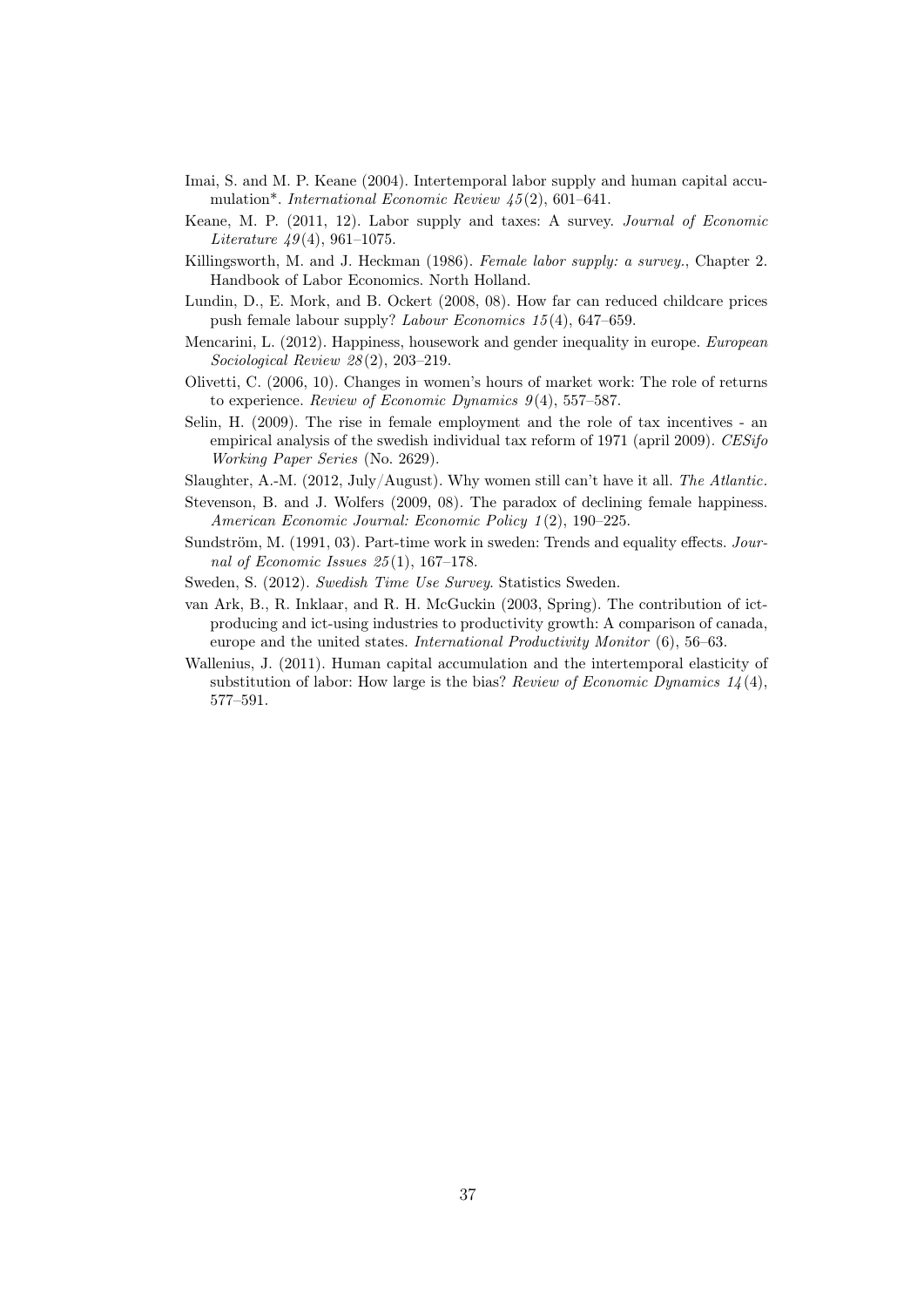Imai, S. and M. P. Keane (2004). Intertemporal labor supply and human capital accumulation*. *International Economic Review 45*(2), 601–641.

Keane, M. P. (2011, 12). Labor supply and taxes: A survey. *Journal of Economic Literature 49*(4), 961–1075.

Killingsworth, M. and J. Heckman (1986). *Female labor supply: a survey.*, Chapter 2. Handbook of Labor Economics. North Holland.

Lundin, D., E. Mork, and B. Ockert (2008, 08). How far can reduced childcare prices push female labour supply? *Labour Economics 15*(4), 647–659.

Mencarini, L. (2012). Happiness, housework and gender inequality in europe. *European Sociological Review 28*(2), 203–219.

Olivetti, C. (2006, 10). Changes in women's hours of market work: The role of returns to experience. *Review of Economic Dynamics 9*(4), 557–587.

Selin, H. (2009). The rise in female employment and the role of tax incentives - an empirical analysis of the swedish individual tax reform of 1971 (april 2009). *CESifo Working Paper Series* (No. 2629).

Slaughter, A.-M. (2012, July/August). Why women still can't have it all. *The Atlantic*.

Stevenson, B. and J. Wolfers (2009, 08). The paradox of declining female happiness. *American Economic Journal: Economic Policy 1*(2), 190–225.

Sundström, M. (1991, 03). Part-time work in sweden: Trends and equality effects. *Journal of Economic Issues 25*(1), 167–178.

Sweden, S. (2012). *Swedish Time Use Survey*. Statistics Sweden.

van Ark, B., R. Inklaar, and R. H. McGuckin (2003, Spring). The contribution of ict-producing and ict-using industries to productivity growth: A comparison of canada, europe and the united states. *International Productivity Monitor* (6), 56–63.

Wallenius, J. (2011). Human capital accumulation and the intertemporal elasticity of substitution of labor: How large is the bias? *Review of Economic Dynamics 14*(4), 577–591.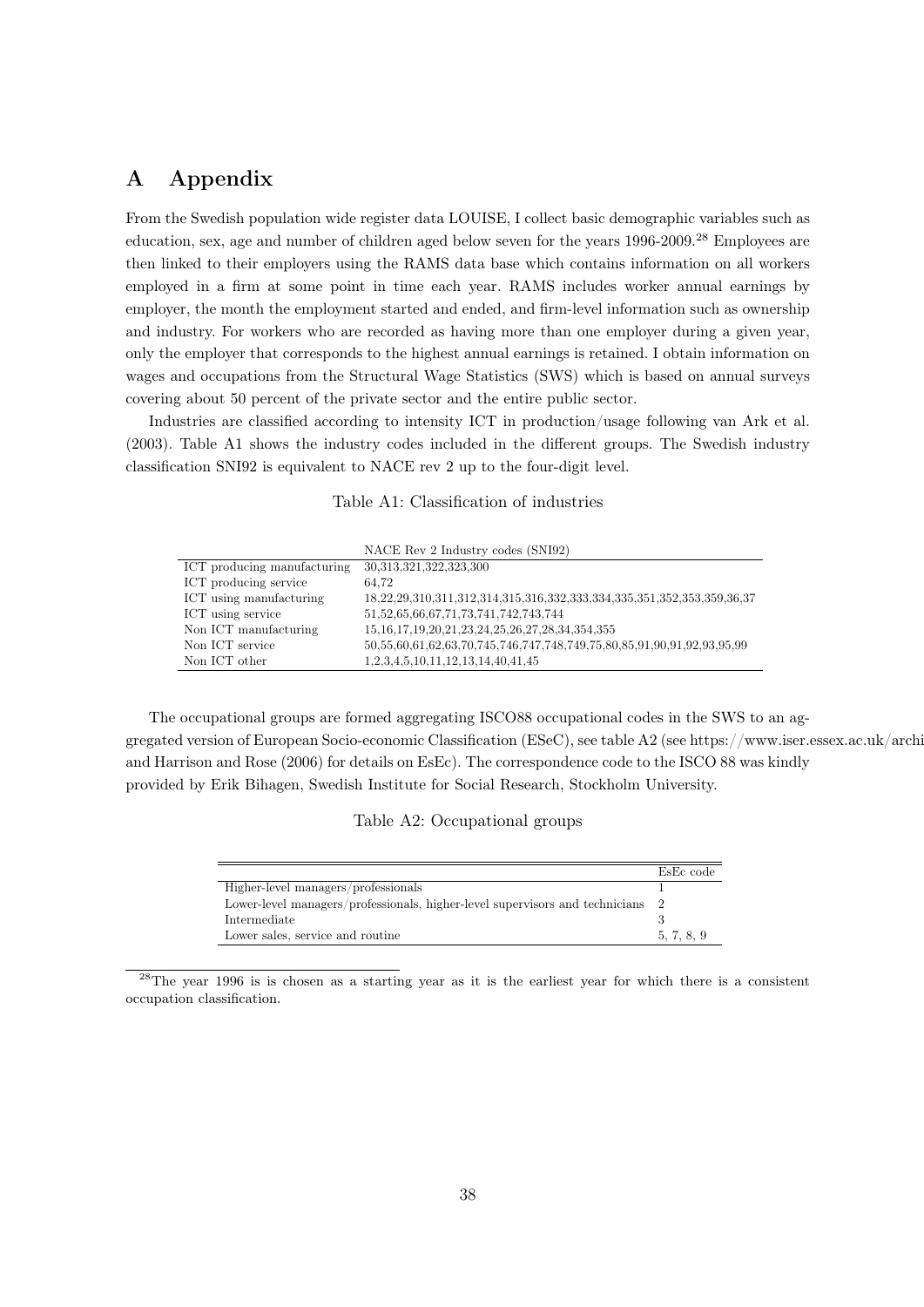# A Appendix

From the Swedish population wide register data LOUISE, I collect basic demographic variables such as education, sex, age and number of children aged below seven for the years 1996-2009.[28] Employees are then linked to their employers using the RAMS data base which contains information on all workers employed in a firm at some point in time each year. RAMS includes worker annual earnings by employer, the month the employment started and ended, and firm-level information such as ownership and industry. For workers who are recorded as having more than one employer during a given year, only the employer that corresponds to the highest annual earnings is retained. I obtain information on wages and occupations from the Structural Wage Statistics (SWS) which is based on annual surveys covering about 50 percent of the private sector and the entire public sector.

Industries are classified according to intensity ICT in production/usage following van Ark et al. (2003). Table A1 shows the industry codes included in the different groups. The Swedish industry classification SNI92 is equivalent to NACE rev 2 up to the four-digit level.

Table A1: Classification of industries

| | NACE Rev 2 Industry codes (SNI92) |
|---|---|
| ICT producing manufacturing | 30,313,321,322,323,300 |
| ICT producing service | 64,72 |
| ICT using manufacturing | 18,22,29,310,311,312,314,315,316,332,333,334,335,351,352,353,359,36,37 |
| ICT using service | 51,52,65,66,67,71,73,741,742,743,744 |
| Non ICT manufacturing | 15,16,17,19,20,21,23,24,25,26,27,28,34,354,355 |
| Non ICT service | 50,55,60,61,62,63,70,745,746,747,748,749,75,80,85,91,90,91,92,93,95,99 |
| Non ICT other | 1,2,3,4,5,10,11,12,13,14,40,41,45 |

The occupational groups are formed aggregating ISCO88 occupational codes in the SWS to an aggregated version of European Socio-economic Classification (ESeC), see table A2 (see https://www.iser.essex.ac.uk/archi and Harrison and Rose (2006) for details on EsEc). The correspondence code to the ISCO 88 was kindly provided by Erik Bihagen, Swedish Institute for Social Research, Stockholm University.

Table A2: Occupational groups

| | EsEc code |
|---|---|
| Higher-level managers/professionals | 1 |
| Lower-level managers/professionals, higher-level supervisors and technicians | 2 |
| Intermediate | 3 |
| Lower sales, service and routine | 5, 7, 8, 9 |

[28] The year 1996 is is chosen as a starting year as it is the earliest year for which there is a consistent occupation classification.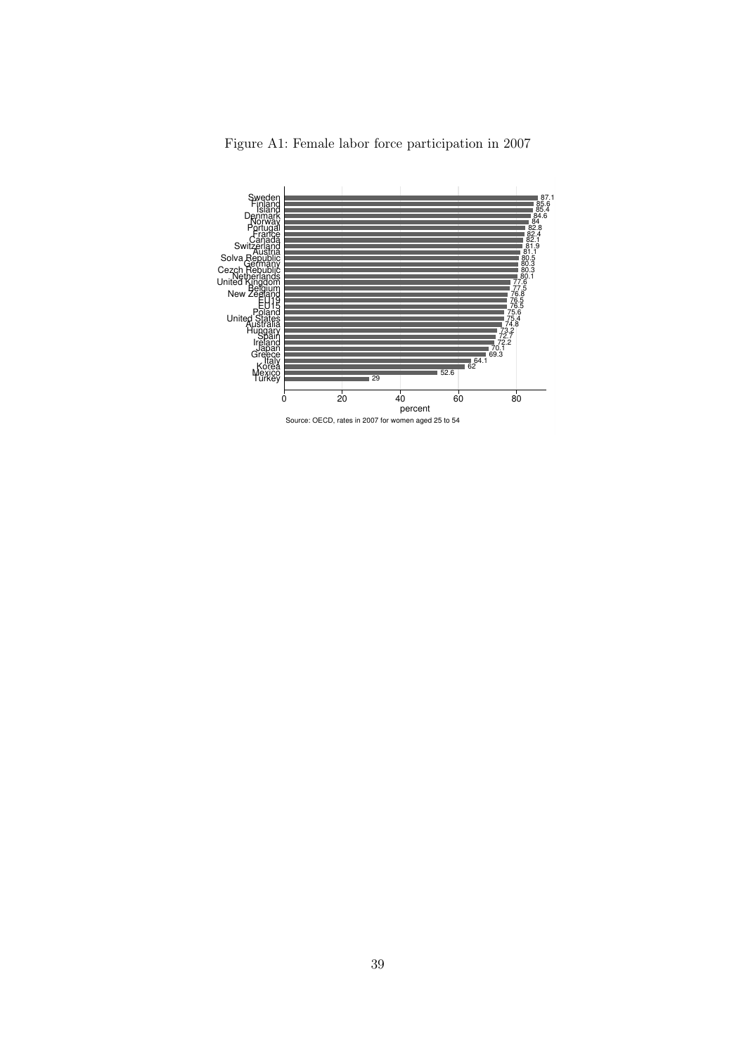Figure A1: Female labor force participation in 2007

Sweden
Finland
Island
Denmark
Norway
Portugal
France
Canada
Switzerland
Austria
Solva Republic
Germany
Cezch Republic
Netherlands
United Kingdom
Belgium
New Zeeland
EU19
EU15
Poland
United States
Australia
Hungary
Spain
Ireland
Japan
Greece
Italy
Korea
Mexico
Turkey

87.1
85.6
85.4
84.6
84
82.8
82.4
82.1
81.9
81.1
80.5
80.3
80.3
80.1
77.6
77.5
76.8
76.5
76.5
75.6
75.4
74.8
73.2
72.7
72.2
70.1
69.3
64.1
62
52.6
29

0 20 40 60 80

percent

Source: OECD, rates in 2007 for women aged 25 to 54